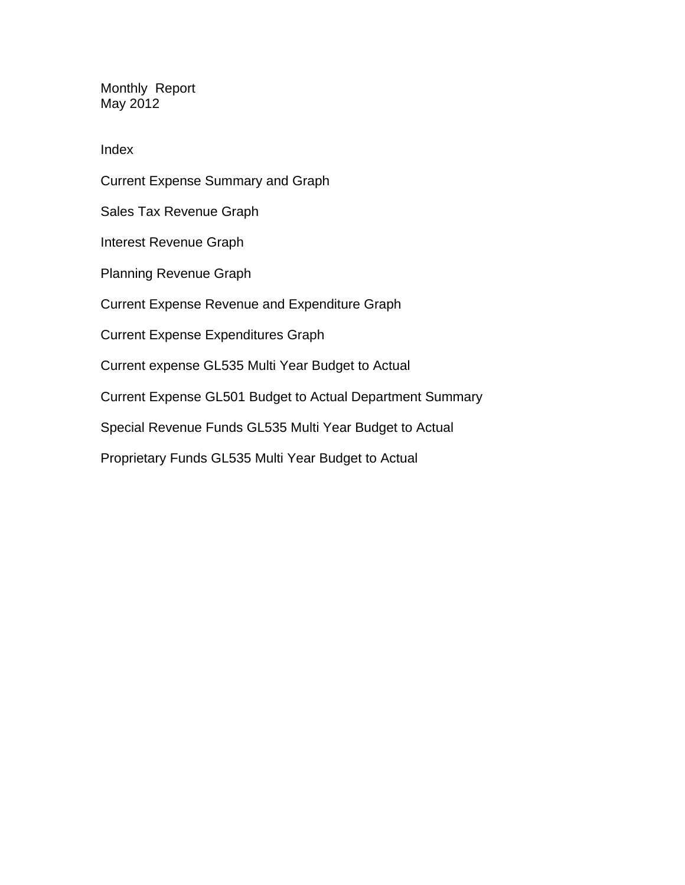# Monthly Report
## May 2012

### Index

Current Expense Summary and Graph

Sales Tax Revenue Graph

Interest Revenue Graph

Planning Revenue Graph

Current Expense Revenue and Expenditure Graph

Current Expense Expenditures Graph

Current expense GL535 Multi Year Budget to Actual

Current Expense GL501 Budget to Actual Department Summary

Special Revenue Funds GL535 Multi Year Budget to Actual

Proprietary Funds GL535 Multi Year Budget to Actual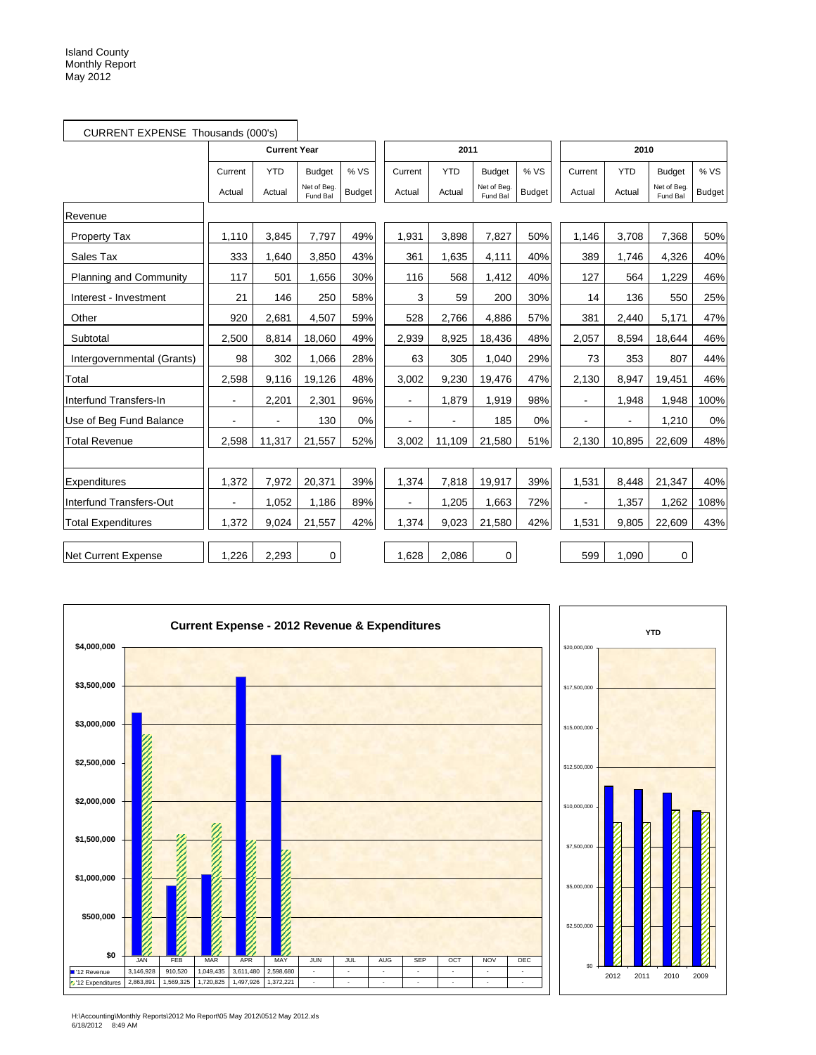Island County
Monthly Report
May 2012

CURRENT EXPENSE Thousands (000's)

| | Current Year | | | | 2011 | | | | 2010 | | | |
|---|---|---|---|---|---|---|---|---|---|---|---|---|
| | Current Actual | YTD Actual | Budget Net of Beg. Fund Bal | % VS Budget | Current Actual | YTD Actual | Budget Net of Beg. Fund Bal | % VS Budget | Current Actual | YTD Actual | Budget Net of Beg. Fund Bal | % VS Budget |
| Revenue | | | | | | | | | | | | |
| Property Tax | 1,110 | 3,845 | 7,797 | 49% | 1,931 | 3,898 | 7,827 | 50% | 1,146 | 3,708 | 7,368 | 50% |
| Sales Tax | 333 | 1,640 | 3,850 | 43% | 361 | 1,635 | 4,111 | 40% | 389 | 1,746 | 4,326 | 40% |
| Planning and Community | 117 | 501 | 1,656 | 30% | 116 | 568 | 1,412 | 40% | 127 | 564 | 1,229 | 46% |
| Interest - Investment | 21 | 146 | 250 | 58% | 3 | 59 | 200 | 30% | 14 | 136 | 550 | 25% |
| Other | 920 | 2,681 | 4,507 | 59% | 528 | 2,766 | 4,886 | 57% | 381 | 2,440 | 5,171 | 47% |
| Subtotal | 2,500 | 8,814 | 18,060 | 49% | 2,939 | 8,925 | 18,436 | 48% | 2,057 | 8,594 | 18,644 | 46% |
| Intergovernmental (Grants) | 98 | 302 | 1,066 | 28% | 63 | 305 | 1,040 | 29% | 73 | 353 | 807 | 44% |
| Total | 2,598 | 9,116 | 19,126 | 48% | 3,002 | 9,230 | 19,476 | 47% | 2,130 | 8,947 | 19,451 | 46% |
| Interfund Transfers-In | - | 2,201 | 2,301 | 96% | - | 1,879 | 1,919 | 98% | - | 1,948 | 1,948 | 100% |
| Use of Beg Fund Balance | - | - | 130 | 0% | - | - | 185 | 0% | - | - | 1,210 | 0% |
| Total Revenue | 2,598 | 11,317 | 21,557 | 52% | 3,002 | 11,109 | 21,580 | 51% | 2,130 | 10,895 | 22,609 | 48% |
| | | | | | | | | | | | | |
| Expenditures | 1,372 | 7,972 | 20,371 | 39% | 1,374 | 7,818 | 19,917 | 39% | 1,531 | 8,448 | 21,347 | 40% |
| Interfund Transfers-Out | - | 1,052 | 1,186 | 89% | - | 1,205 | 1,663 | 72% | - | 1,357 | 1,262 | 108% |
| Total Expenditures | 1,372 | 9,024 | 21,557 | 42% | 1,374 | 9,023 | 21,580 | 42% | 1,531 | 9,805 | 22,609 | 43% |
| | | | | | | | | | | | | |
| Net Current Expense | 1,226 | 2,293 | 0 | | 1,628 | 2,086 | 0 | | 599 | 1,090 | 0 | |

**Current Expense - 2012 Revenue & Expenditures**

| | JAN | FEB | MAR | APR | MAY | JUN | JUL | AUG | SEP | OCT | NOV | DEC |
|---|---|---|---|---|---|---|---|---|---|---|---|---|
| '12 Revenue | 3,146,928 | 910,520 | 1,049,435 | 3,611,480 | 2,598,680 | - | - | - | - | - | - | - |
| '12 Expenditures | 2,863,891 | 1,569,325 | 1,720,825 | 1,497,926 | 1,372,221 | - | - | - | - | - | - | - |

**YTD**

(2012, 2011, 2010, 2009)

H:\Accounting\Monthly Reports\2012 Mo Report\05 May 2012\0512 May 2012.xls
6/18/2012 8:49 AM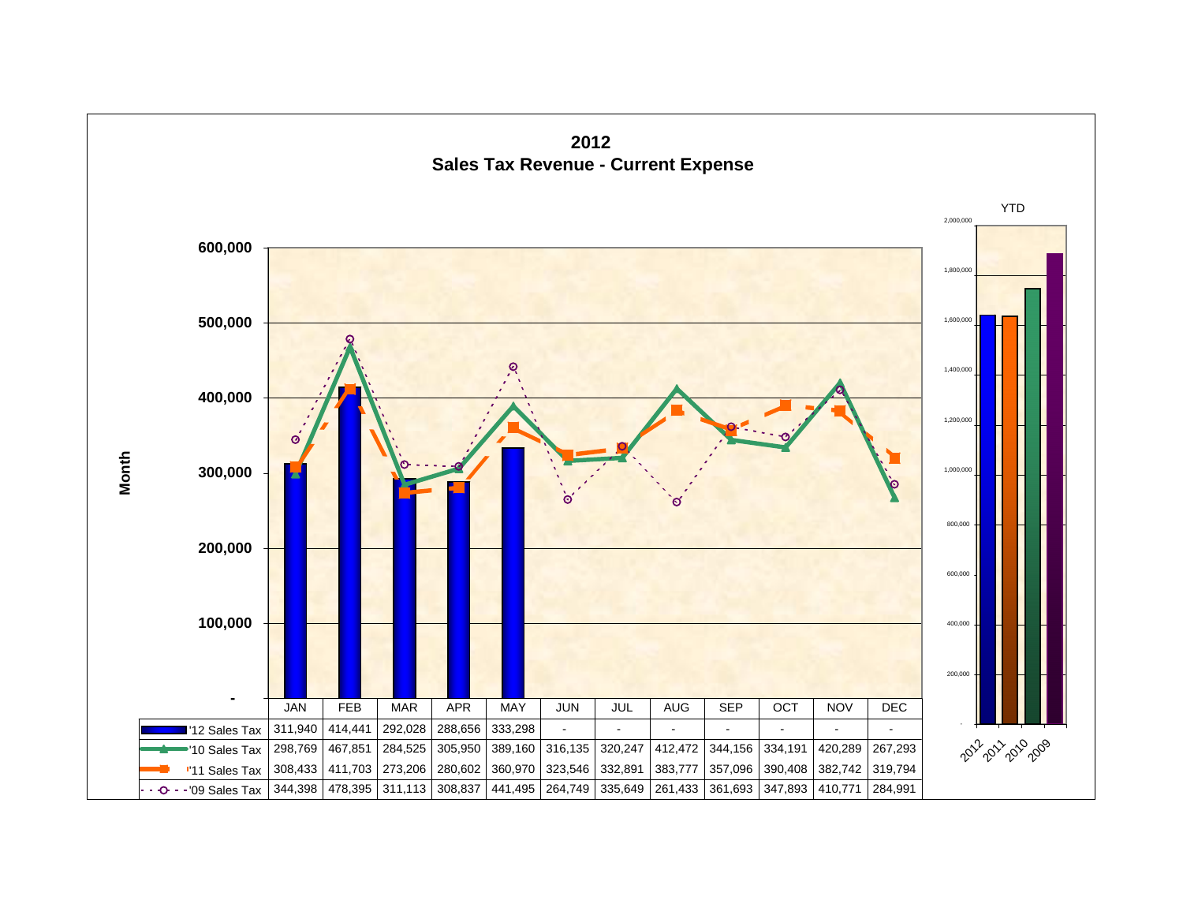# 2012
## Sales Tax Revenue - Current Expense

| | JAN | FEB | MAR | APR | MAY | JUN | JUL | AUG | SEP | OCT | NOV | DEC |
|---|---|---|---|---|---|---|---|---|---|---|---|---|
| '12 Sales Tax | 311,940 | 414,441 | 292,028 | 288,656 | 333,298 | - | - | - | - | - | - | - |
| '10 Sales Tax | 298,769 | 467,851 | 284,525 | 305,950 | 389,160 | 316,135 | 320,247 | 412,472 | 344,156 | 334,191 | 420,289 | 267,293 |
| '11 Sales Tax | 308,433 | 411,703 | 273,206 | 280,602 | 360,970 | 323,546 | 332,891 | 383,777 | 357,096 | 390,408 | 382,742 | 319,794 |
| '09 Sales Tax | 344,398 | 478,395 | 311,113 | 308,837 | 441,495 | 264,749 | 335,649 | 261,433 | 361,693 | 347,893 | 410,771 | 284,991 |

Month

YTD

2012 2011 2010 2009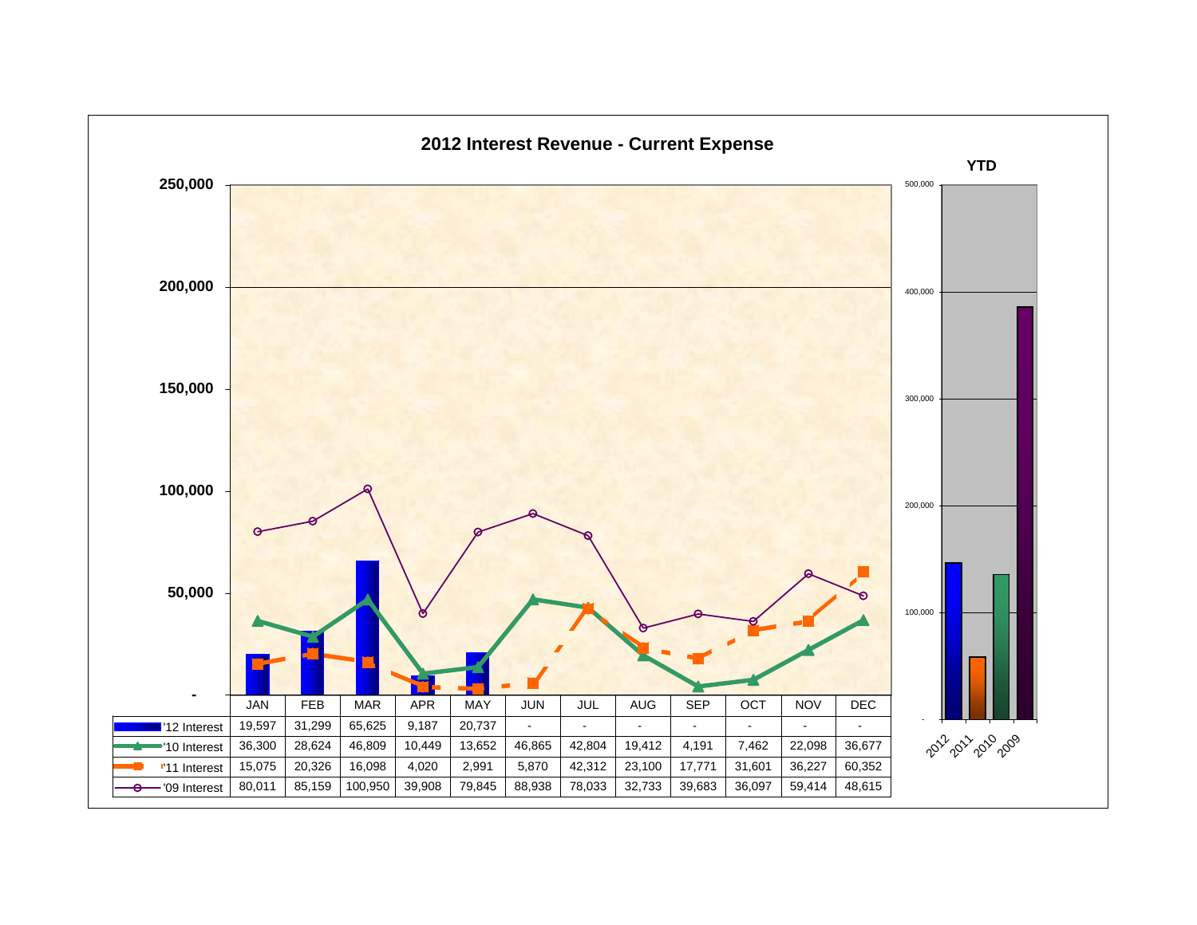## 2012 Interest Revenue - Current Expense

| | JAN | FEB | MAR | APR | MAY | JUN | JUL | AUG | SEP | OCT | NOV | DEC |
|---|---|---|---|---|---|---|---|---|---|---|---|---|
| '12 Interest | 19,597 | 31,299 | 65,625 | 9,187 | 20,737 | - | - | - | - | - | - | - |
| '10 Interest | 36,300 | 28,624 | 46,809 | 10,449 | 13,652 | 46,865 | 42,804 | 19,412 | 4,191 | 7,462 | 22,098 | 36,677 |
| '11 Interest | 15,075 | 20,326 | 16,098 | 4,020 | 2,991 | 5,870 | 42,312 | 23,100 | 17,771 | 31,601 | 36,227 | 60,352 |
| '09 Interest | 80,011 | 85,159 | 100,950 | 39,908 | 79,845 | 88,938 | 78,033 | 32,733 | 39,683 | 36,097 | 59,414 | 48,615 |

YTD: 2012, 2011, 2010, 2009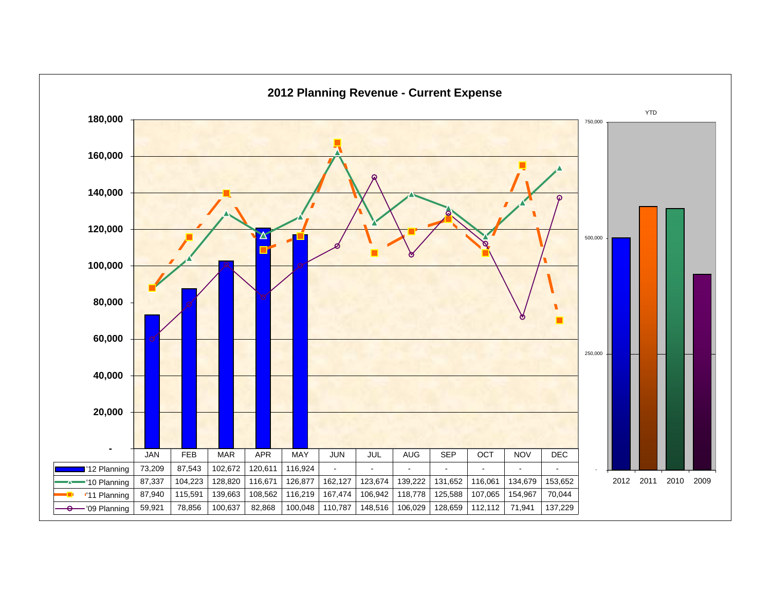# 2012 Planning Revenue - Current Expense

| | JAN | FEB | MAR | APR | MAY | JUN | JUL | AUG | SEP | OCT | NOV | DEC |
|---|---|---|---|---|---|---|---|---|---|---|---|---|
| '12 Planning | 73,209 | 87,543 | 102,672 | 120,611 | 116,924 | - | - | - | - | - | - | - |
| '10 Planning | 87,337 | 104,223 | 128,820 | 116,671 | 126,877 | 162,127 | 123,674 | 139,222 | 131,652 | 116,061 | 134,679 | 153,652 |
| '11 Planning | 87,940 | 115,591 | 139,663 | 108,562 | 116,219 | 167,474 | 106,942 | 118,778 | 125,588 | 107,065 | 154,967 | 70,044 |
| '09 Planning | 59,921 | 78,856 | 100,637 | 82,868 | 100,048 | 110,787 | 148,516 | 106,029 | 128,659 | 112,112 | 71,941 | 137,229 |

YTD

2012 2011 2010 2009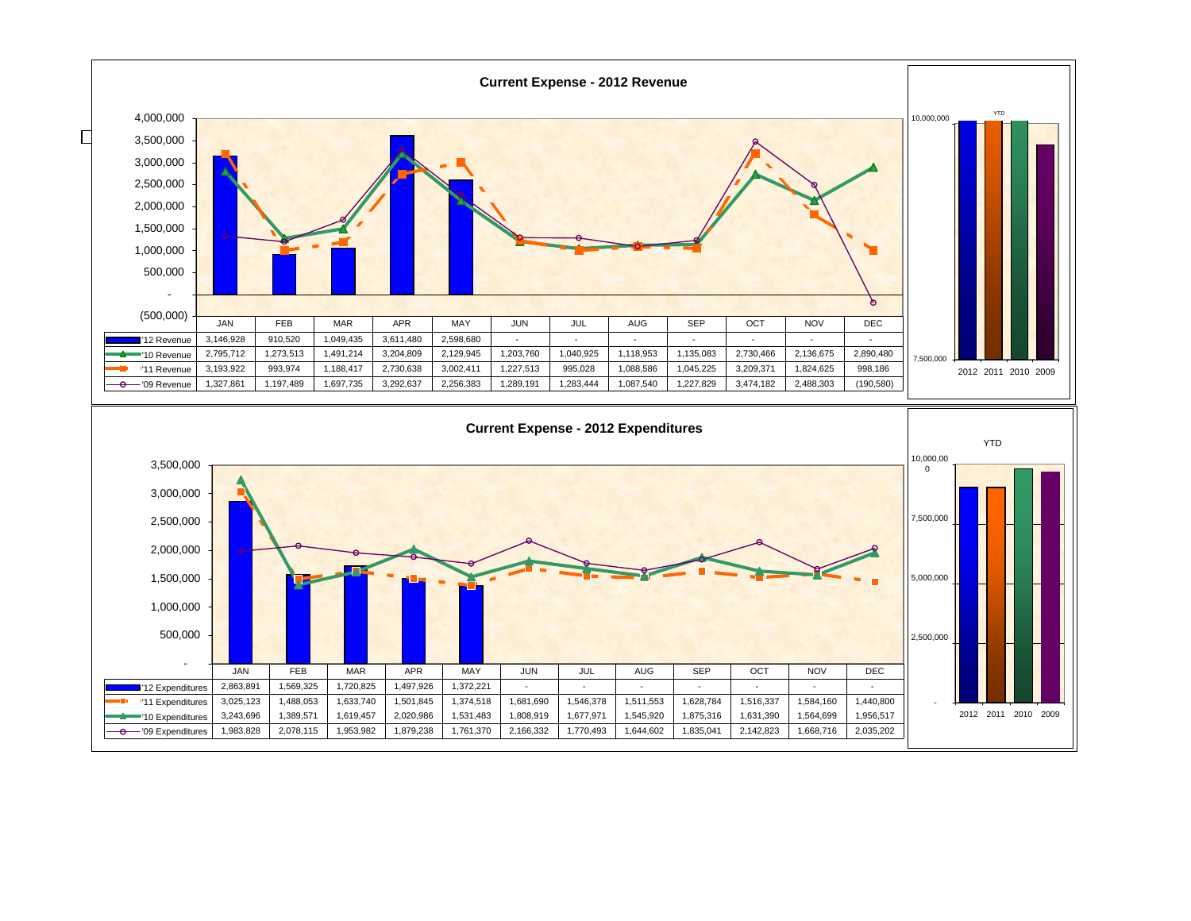## Current Expense - 2012 Revenue

| | JAN | FEB | MAR | APR | MAY | JUN | JUL | AUG | SEP | OCT | NOV | DEC |
|---|---|---|---|---|---|---|---|---|---|---|---|---|
| '12 Revenue | 3,146,928 | 910,520 | 1,049,435 | 3,611,480 | 2,598,680 | - | - | - | - | - | - | - |
| '10 Revenue | 2,795,712 | 1,273,513 | 1,491,214 | 3,204,809 | 2,129,945 | 1,203,760 | 1,040,925 | 1,118,953 | 1,135,083 | 2,730,466 | 2,136,675 | 2,890,480 |
| '11 Revenue | 3,193,922 | 993,974 | 1,188,417 | 2,730,638 | 3,002,411 | 1,227,513 | 995,028 | 1,088,586 | 1,045,225 | 3,209,371 | 1,824,625 | 998,186 |
| '09 Revenue | 1,327,861 | 1,197,489 | 1,697,735 | 3,292,637 | 2,256,383 | 1,289,191 | 1,283,444 | 1,087,540 | 1,227,829 | 3,474,182 | 2,488,303 | (190,580) |

YTD: 2012, 2011, 2010, 2009

## Current Expense - 2012 Expenditures

| | JAN | FEB | MAR | APR | MAY | JUN | JUL | AUG | SEP | OCT | NOV | DEC |
|---|---|---|---|---|---|---|---|---|---|---|---|---|
| '12 Expenditures | 2,863,891 | 1,569,325 | 1,720,825 | 1,497,926 | 1,372,221 | - | - | - | - | - | - | - |
| '11 Expenditures | 3,025,123 | 1,488,053 | 1,633,740 | 1,501,845 | 1,374,518 | 1,681,690 | 1,546,378 | 1,511,553 | 1,628,784 | 1,516,337 | 1,584,160 | 1,440,800 |
| '10 Expenditures | 3,243,696 | 1,389,571 | 1,619,457 | 2,020,986 | 1,531,483 | 1,808,919 | 1,677,971 | 1,545,920 | 1,875,316 | 1,631,390 | 1,564,699 | 1,956,517 |
| '09 Expenditures | 1,983,828 | 2,078,115 | 1,953,982 | 1,879,238 | 1,761,370 | 2,166,332 | 1,770,493 | 1,644,602 | 1,835,041 | 2,142,823 | 1,668,716 | 2,035,202 |

YTD: 2012, 2011, 2010, 2009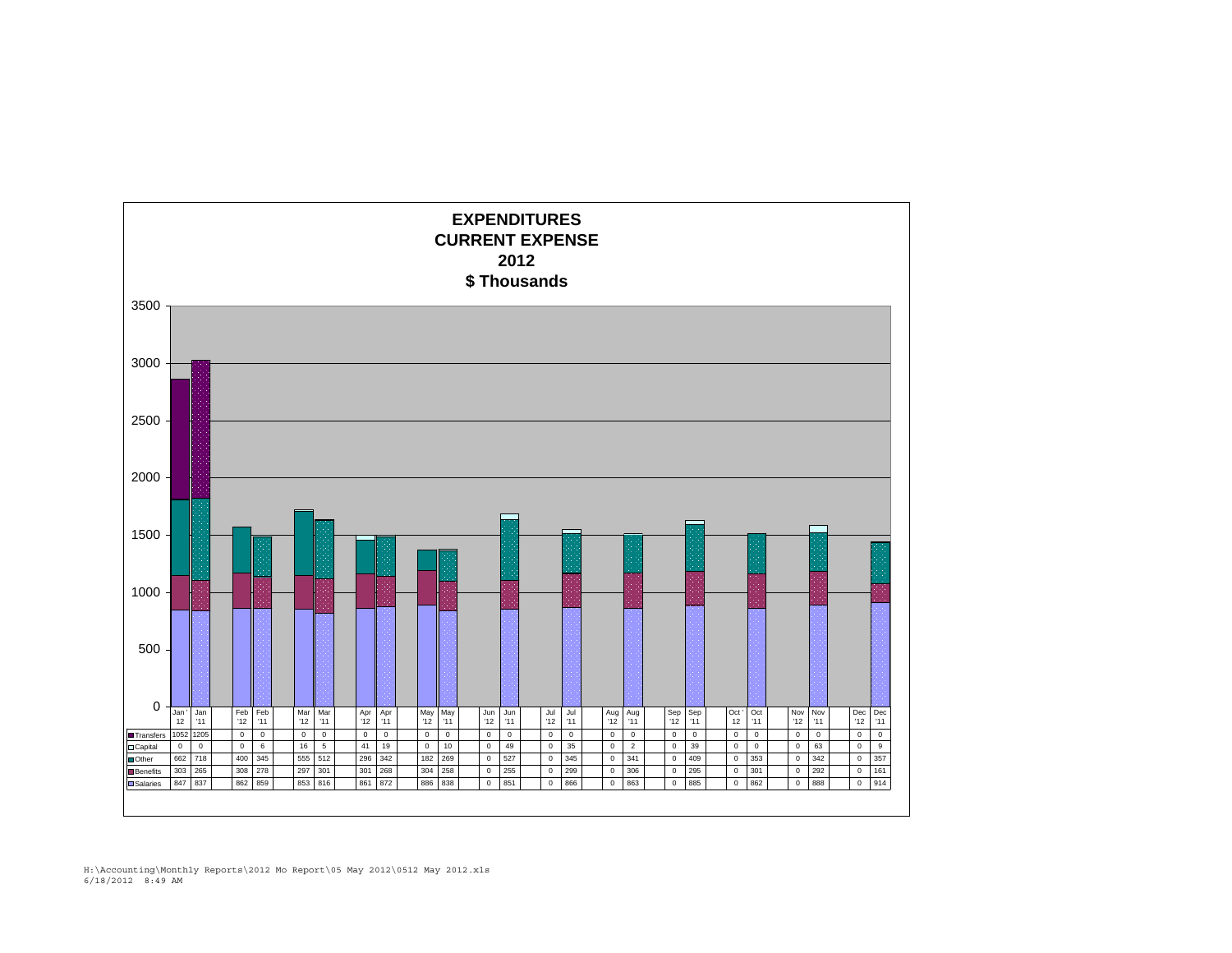# EXPENDITURES
# CURRENT EXPENSE
# 2012
# $ Thousands

| | Jan '12 | Jan '11 | Feb '12 | Feb '11 | Mar '12 | Mar '11 | Apr '12 | Apr '11 | May '12 | May '11 | Jun '12 | Jun '11 | Jul '12 | Jul '11 | Aug '12 | Aug '11 | Sep '12 | Sep '11 | Oct '12 | Oct '11 | Nov '12 | Nov '11 | Dec '12 | Dec '11 |
|---|---|---|---|---|---|---|---|---|---|---|---|---|---|---|---|---|---|---|---|---|---|---|---|---|
| Transfers | 1052 | 1205 | 0 | 0 | 0 | 0 | 0 | 0 | 0 | 0 | 0 | 0 | 0 | 0 | 0 | 0 | 0 | 0 | 0 | 0 | 0 | 0 | 0 | 0 |
| Capital | 0 | 0 | 0 | 6 | 16 | 5 | 41 | 19 | 0 | 10 | 0 | 49 | 0 | 35 | 0 | 2 | 0 | 39 | 0 | 0 | 0 | 63 | 0 | 9 |
| Other | 662 | 718 | 400 | 345 | 555 | 512 | 296 | 342 | 182 | 269 | 0 | 527 | 0 | 345 | 0 | 341 | 0 | 409 | 0 | 353 | 0 | 342 | 0 | 357 |
| Benefits | 303 | 265 | 308 | 278 | 297 | 301 | 301 | 268 | 304 | 258 | 0 | 255 | 0 | 299 | 0 | 306 | 0 | 295 | 0 | 301 | 0 | 292 | 0 | 161 |
| Salaries | 847 | 837 | 862 | 859 | 853 | 816 | 861 | 872 | 886 | 838 | 0 | 851 | 0 | 866 | 0 | 863 | 0 | 885 | 0 | 862 | 0 | 888 | 0 | 914 |

H:\Accounting\Monthly Reports\2012 Mo Report\05 May 2012\0512 May 2012.xls
6/18/2012 8:49 AM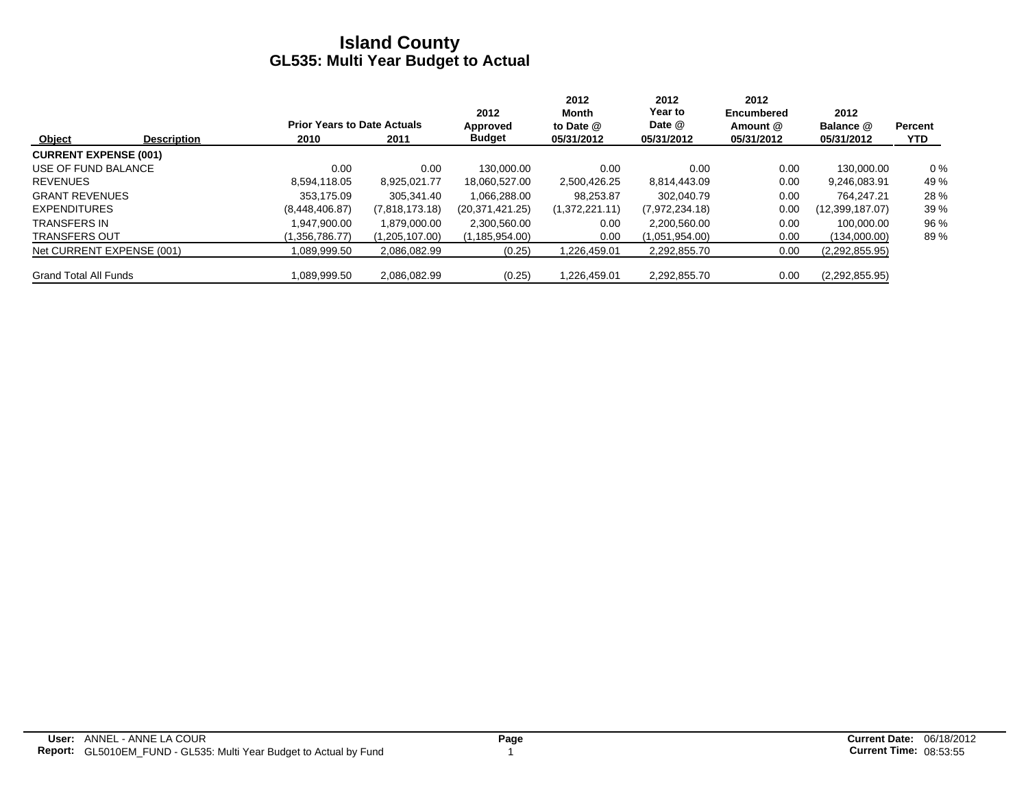# Island County
## GL535: Multi Year Budget to Actual

| Object | Description | Prior Years to Date Actuals 2010 | 2011 | 2012 Approved Budget | 2012 Month to Date @ 05/31/2012 | 2012 Year to Date @ 05/31/2012 | 2012 Encumbered Amount @ 05/31/2012 | 2012 Balance @ 05/31/2012 | Percent YTD |
|---|---|---|---|---|---|---|---|---|---|
| **CURRENT EXPENSE (001)** | | | | | | | | | |
| USE OF FUND BALANCE | | 0.00 | 0.00 | 130,000.00 | 0.00 | 0.00 | 0.00 | 130,000.00 | 0 % |
| REVENUES | | 8,594,118.05 | 8,925,021.77 | 18,060,527.00 | 2,500,426.25 | 8,814,443.09 | 0.00 | 9,246,083.91 | 49 % |
| GRANT REVENUES | | 353,175.09 | 305,341.40 | 1,066,288.00 | 98,253.87 | 302,040.79 | 0.00 | 764,247.21 | 28 % |
| EXPENDITURES | | (8,448,406.87) | (7,818,173.18) | (20,371,421.25) | (1,372,221.11) | (7,972,234.18) | 0.00 | (12,399,187.07) | 39 % |
| TRANSFERS IN | | 1,947,900.00 | 1,879,000.00 | 2,300,560.00 | 0.00 | 2,200,560.00 | 0.00 | 100,000.00 | 96 % |
| TRANSFERS OUT | | (1,356,786.77) | (1,205,107.00) | (1,185,954.00) | 0.00 | (1,051,954.00) | 0.00 | (134,000.00) | 89 % |
| Net CURRENT EXPENSE (001) | | 1,089,999.50 | 2,086,082.99 | (0.25) | 1,226,459.01 | 2,292,855.70 | 0.00 | (2,292,855.95) | |
| Grand Total All Funds | | 1,089,999.50 | 2,086,082.99 | (0.25) | 1,226,459.01 | 2,292,855.70 | 0.00 | (2,292,855.95) | |

**User:** ANNEL - ANNE LA COUR
**Report:** GL5010EM_FUND - GL535: Multi Year Budget to Actual by Fund
**Current Date:** 06/18/2012
**Current Time:** 08:53:55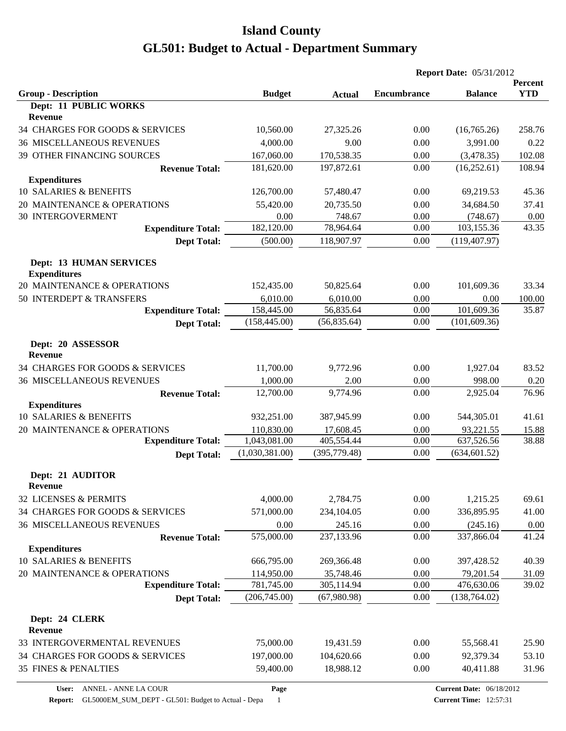# Island County

# GL501: Budget to Actual - Department Summary

**Report Date:** 05/31/2012

| Group - Description | Budget | Actual | Encumbrance | Balance | Percent YTD |
|---|---|---|---|---|---|
| **Dept: 11 PUBLIC WORKS** | | | | | |
| **Revenue** | | | | | |
| 34 CHARGES FOR GOODS & SERVICES | 10,560.00 | 27,325.26 | 0.00 | (16,765.26) | 258.76 |
| 36 MISCELLANEOUS REVENUES | 4,000.00 | 9.00 | 0.00 | 3,991.00 | 0.22 |
| 39 OTHER FINANCING SOURCES | 167,060.00 | 170,538.35 | 0.00 | (3,478.35) | 102.08 |
| **Revenue Total:** | 181,620.00 | 197,872.61 | 0.00 | (16,252.61) | 108.94 |
| **Expenditures** | | | | | |
| 10 SALARIES & BENEFITS | 126,700.00 | 57,480.47 | 0.00 | 69,219.53 | 45.36 |
| 20 MAINTENANCE & OPERATIONS | 55,420.00 | 20,735.50 | 0.00 | 34,684.50 | 37.41 |
| 30 INTERGOVERMENT | 0.00 | 748.67 | 0.00 | (748.67) | 0.00 |
| **Expenditure Total:** | 182,120.00 | 78,964.64 | 0.00 | 103,155.36 | 43.35 |
| **Dept Total:** | (500.00) | 118,907.97 | 0.00 | (119,407.97) | |
| **Dept: 13 HUMAN SERVICES** | | | | | |
| **Expenditures** | | | | | |
| 20 MAINTENANCE & OPERATIONS | 152,435.00 | 50,825.64 | 0.00 | 101,609.36 | 33.34 |
| 50 INTERDEPT & TRANSFERS | 6,010.00 | 6,010.00 | 0.00 | 0.00 | 100.00 |
| **Expenditure Total:** | 158,445.00 | 56,835.64 | 0.00 | 101,609.36 | 35.87 |
| **Dept Total:** | (158,445.00) | (56,835.64) | 0.00 | (101,609.36) | |
| **Dept: 20 ASSESSOR** | | | | | |
| **Revenue** | | | | | |
| 34 CHARGES FOR GOODS & SERVICES | 11,700.00 | 9,772.96 | 0.00 | 1,927.04 | 83.52 |
| 36 MISCELLANEOUS REVENUES | 1,000.00 | 2.00 | 0.00 | 998.00 | 0.20 |
| **Revenue Total:** | 12,700.00 | 9,774.96 | 0.00 | 2,925.04 | 76.96 |
| **Expenditures** | | | | | |
| 10 SALARIES & BENEFITS | 932,251.00 | 387,945.99 | 0.00 | 544,305.01 | 41.61 |
| 20 MAINTENANCE & OPERATIONS | 110,830.00 | 17,608.45 | 0.00 | 93,221.55 | 15.88 |
| **Expenditure Total:** | 1,043,081.00 | 405,554.44 | 0.00 | 637,526.56 | 38.88 |
| **Dept Total:** | (1,030,381.00) | (395,779.48) | 0.00 | (634,601.52) | |
| **Dept: 21 AUDITOR** | | | | | |
| **Revenue** | | | | | |
| 32 LICENSES & PERMITS | 4,000.00 | 2,784.75 | 0.00 | 1,215.25 | 69.61 |
| 34 CHARGES FOR GOODS & SERVICES | 571,000.00 | 234,104.05 | 0.00 | 336,895.95 | 41.00 |
| 36 MISCELLANEOUS REVENUES | 0.00 | 245.16 | 0.00 | (245.16) | 0.00 |
| **Revenue Total:** | 575,000.00 | 237,133.96 | 0.00 | 337,866.04 | 41.24 |
| **Expenditures** | | | | | |
| 10 SALARIES & BENEFITS | 666,795.00 | 269,366.48 | 0.00 | 397,428.52 | 40.39 |
| 20 MAINTENANCE & OPERATIONS | 114,950.00 | 35,748.46 | 0.00 | 79,201.54 | 31.09 |
| **Expenditure Total:** | 781,745.00 | 305,114.94 | 0.00 | 476,630.06 | 39.02 |
| **Dept Total:** | (206,745.00) | (67,980.98) | 0.00 | (138,764.02) | |
| **Dept: 24 CLERK** | | | | | |
| **Revenue** | | | | | |
| 33 INTERGOVERMENTAL REVENUES | 75,000.00 | 19,431.59 | 0.00 | 55,568.41 | 25.90 |
| 34 CHARGES FOR GOODS & SERVICES | 197,000.00 | 104,620.66 | 0.00 | 92,379.34 | 53.10 |
| 35 FINES & PENALTIES | 59,400.00 | 18,988.12 | 0.00 | 40,411.88 | 31.96 |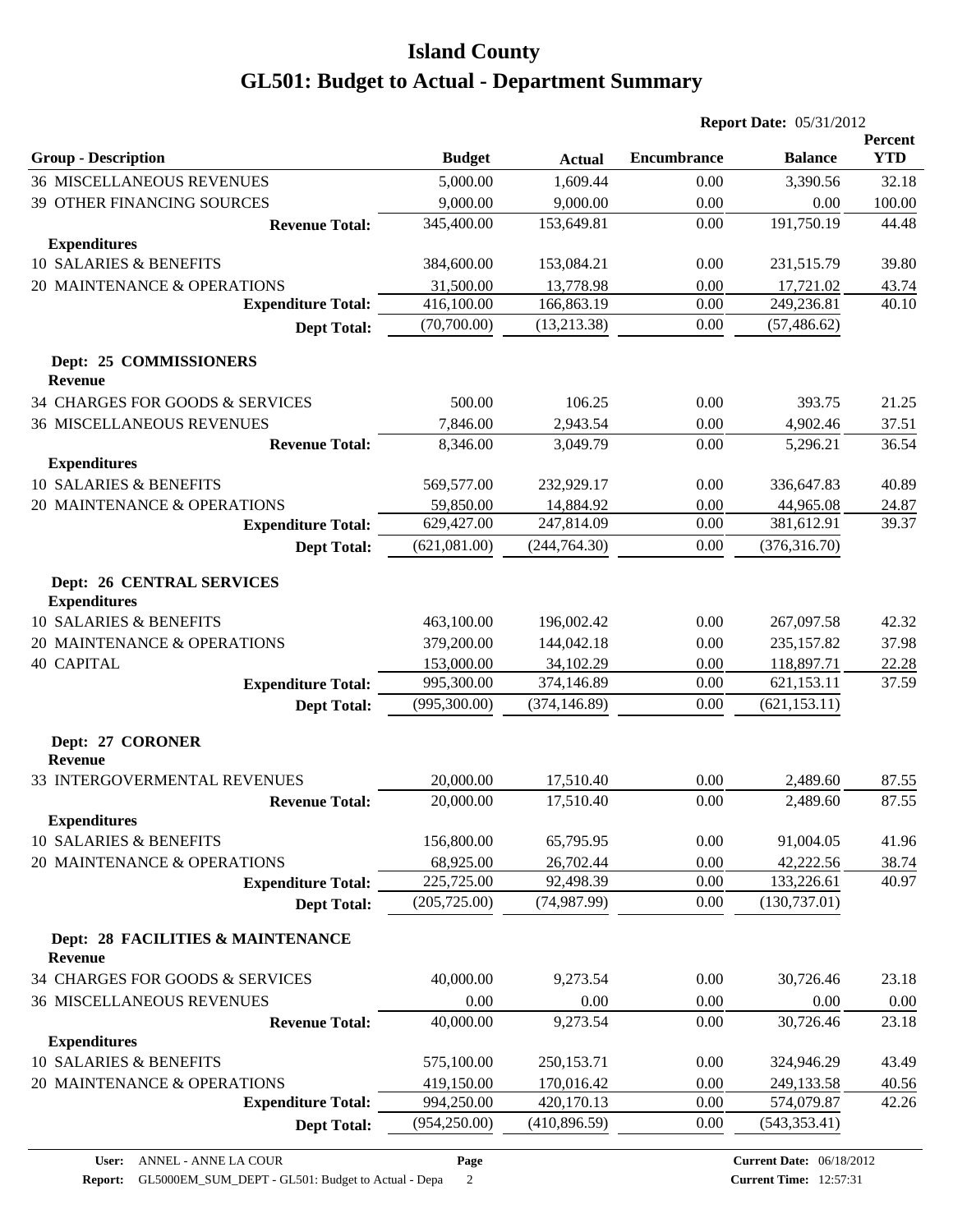# Island County

# GL501: Budget to Actual - Department Summary

**Report Date:** 05/31/2012

| Group - Description | Budget | Actual | Encumbrance | Balance | Percent YTD |
|---|---|---|---|---|---|
| 36 MISCELLANEOUS REVENUES | 5,000.00 | 1,609.44 | 0.00 | 3,390.56 | 32.18 |
| 39 OTHER FINANCING SOURCES | 9,000.00 | 9,000.00 | 0.00 | 0.00 | 100.00 |
| **Revenue Total:** | 345,400.00 | 153,649.81 | 0.00 | 191,750.19 | 44.48 |
| **Expenditures** | | | | | |
| 10 SALARIES & BENEFITS | 384,600.00 | 153,084.21 | 0.00 | 231,515.79 | 39.80 |
| 20 MAINTENANCE & OPERATIONS | 31,500.00 | 13,778.98 | 0.00 | 17,721.02 | 43.74 |
| **Expenditure Total:** | 416,100.00 | 166,863.19 | 0.00 | 249,236.81 | 40.10 |
| **Dept Total:** | (70,700.00) | (13,213.38) | 0.00 | (57,486.62) | |
| **Dept: 25 COMMISSIONERS** | | | | | |
| **Revenue** | | | | | |
| 34 CHARGES FOR GOODS & SERVICES | 500.00 | 106.25 | 0.00 | 393.75 | 21.25 |
| 36 MISCELLANEOUS REVENUES | 7,846.00 | 2,943.54 | 0.00 | 4,902.46 | 37.51 |
| **Revenue Total:** | 8,346.00 | 3,049.79 | 0.00 | 5,296.21 | 36.54 |
| **Expenditures** | | | | | |
| 10 SALARIES & BENEFITS | 569,577.00 | 232,929.17 | 0.00 | 336,647.83 | 40.89 |
| 20 MAINTENANCE & OPERATIONS | 59,850.00 | 14,884.92 | 0.00 | 44,965.08 | 24.87 |
| **Expenditure Total:** | 629,427.00 | 247,814.09 | 0.00 | 381,612.91 | 39.37 |
| **Dept Total:** | (621,081.00) | (244,764.30) | 0.00 | (376,316.70) | |
| **Dept: 26 CENTRAL SERVICES** | | | | | |
| **Expenditures** | | | | | |
| 10 SALARIES & BENEFITS | 463,100.00 | 196,002.42 | 0.00 | 267,097.58 | 42.32 |
| 20 MAINTENANCE & OPERATIONS | 379,200.00 | 144,042.18 | 0.00 | 235,157.82 | 37.98 |
| 40 CAPITAL | 153,000.00 | 34,102.29 | 0.00 | 118,897.71 | 22.28 |
| **Expenditure Total:** | 995,300.00 | 374,146.89 | 0.00 | 621,153.11 | 37.59 |
| **Dept Total:** | (995,300.00) | (374,146.89) | 0.00 | (621,153.11) | |
| **Dept: 27 CORONER** | | | | | |
| **Revenue** | | | | | |
| 33 INTERGOVERMENTAL REVENUES | 20,000.00 | 17,510.40 | 0.00 | 2,489.60 | 87.55 |
| **Revenue Total:** | 20,000.00 | 17,510.40 | 0.00 | 2,489.60 | 87.55 |
| **Expenditures** | | | | | |
| 10 SALARIES & BENEFITS | 156,800.00 | 65,795.95 | 0.00 | 91,004.05 | 41.96 |
| 20 MAINTENANCE & OPERATIONS | 68,925.00 | 26,702.44 | 0.00 | 42,222.56 | 38.74 |
| **Expenditure Total:** | 225,725.00 | 92,498.39 | 0.00 | 133,226.61 | 40.97 |
| **Dept Total:** | (205,725.00) | (74,987.99) | 0.00 | (130,737.01) | |
| **Dept: 28 FACILITIES & MAINTENANCE** | | | | | |
| **Revenue** | | | | | |
| 34 CHARGES FOR GOODS & SERVICES | 40,000.00 | 9,273.54 | 0.00 | 30,726.46 | 23.18 |
| 36 MISCELLANEOUS REVENUES | 0.00 | 0.00 | 0.00 | 0.00 | 0.00 |
| **Revenue Total:** | 40,000.00 | 9,273.54 | 0.00 | 30,726.46 | 23.18 |
| **Expenditures** | | | | | |
| 10 SALARIES & BENEFITS | 575,100.00 | 250,153.71 | 0.00 | 324,946.29 | 43.49 |
| 20 MAINTENANCE & OPERATIONS | 419,150.00 | 170,016.42 | 0.00 | 249,133.58 | 40.56 |
| **Expenditure Total:** | 994,250.00 | 420,170.13 | 0.00 | 574,079.87 | 42.26 |
| **Dept Total:** | (954,250.00) | (410,896.59) | 0.00 | (543,353.41) | |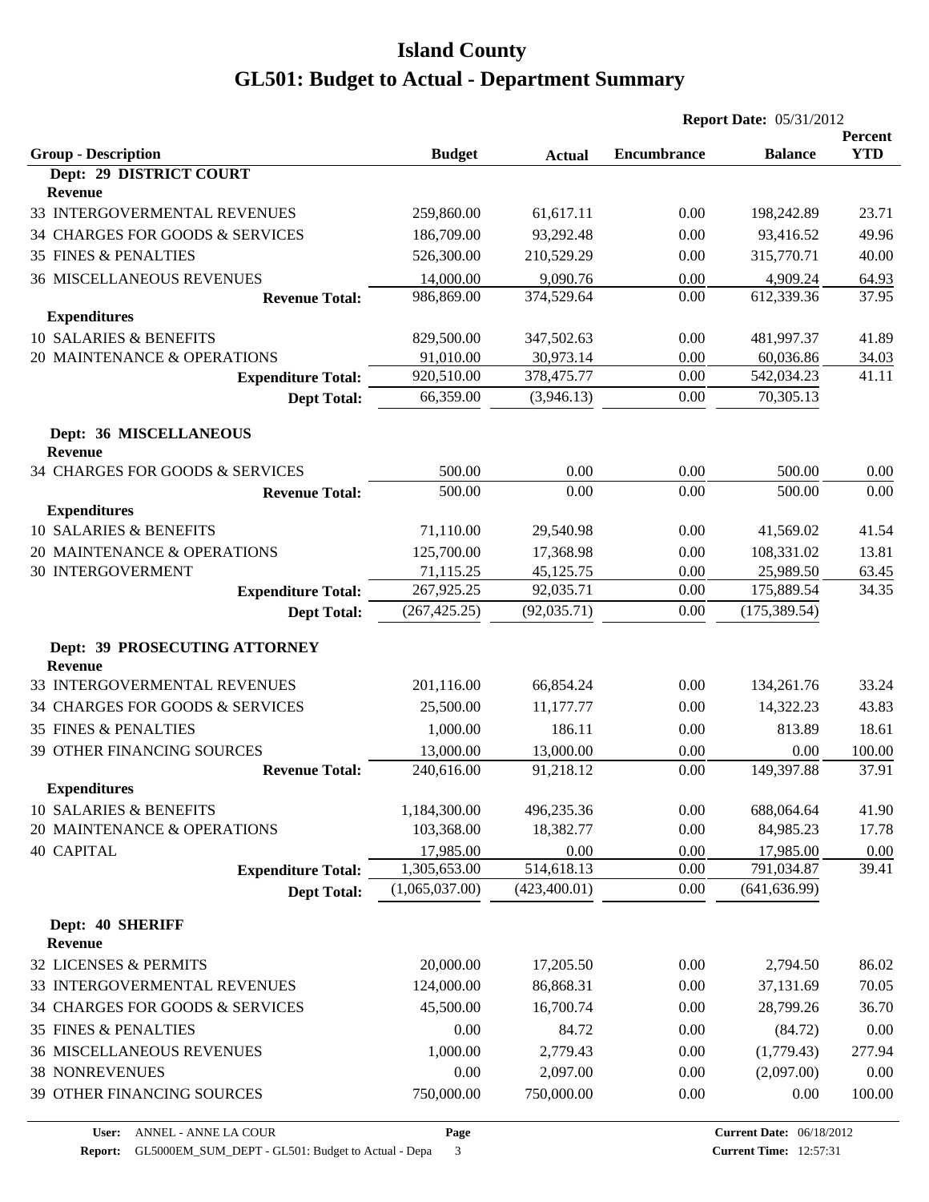# Island County

# GL501: Budget to Actual - Department Summary

**Report Date:** 05/31/2012

| Group - Description | Budget | Actual | Encumbrance | Balance | Percent YTD |
|---|---|---|---|---|---|
| **Dept: 29 DISTRICT COURT** | | | | | |
| **Revenue** | | | | | |
| 33 INTERGOVERMENTAL REVENUES | 259,860.00 | 61,617.11 | 0.00 | 198,242.89 | 23.71 |
| 34 CHARGES FOR GOODS & SERVICES | 186,709.00 | 93,292.48 | 0.00 | 93,416.52 | 49.96 |
| 35 FINES & PENALTIES | 526,300.00 | 210,529.29 | 0.00 | 315,770.71 | 40.00 |
| 36 MISCELLANEOUS REVENUES | 14,000.00 | 9,090.76 | 0.00 | 4,909.24 | 64.93 |
| **Revenue Total:** | 986,869.00 | 374,529.64 | 0.00 | 612,339.36 | 37.95 |
| **Expenditures** | | | | | |
| 10 SALARIES & BENEFITS | 829,500.00 | 347,502.63 | 0.00 | 481,997.37 | 41.89 |
| 20 MAINTENANCE & OPERATIONS | 91,010.00 | 30,973.14 | 0.00 | 60,036.86 | 34.03 |
| **Expenditure Total:** | 920,510.00 | 378,475.77 | 0.00 | 542,034.23 | 41.11 |
| **Dept Total:** | 66,359.00 | (3,946.13) | 0.00 | 70,305.13 | |
| **Dept: 36 MISCELLANEOUS** | | | | | |
| **Revenue** | | | | | |
| 34 CHARGES FOR GOODS & SERVICES | 500.00 | 0.00 | 0.00 | 500.00 | 0.00 |
| **Revenue Total:** | 500.00 | 0.00 | 0.00 | 500.00 | 0.00 |
| **Expenditures** | | | | | |
| 10 SALARIES & BENEFITS | 71,110.00 | 29,540.98 | 0.00 | 41,569.02 | 41.54 |
| 20 MAINTENANCE & OPERATIONS | 125,700.00 | 17,368.98 | 0.00 | 108,331.02 | 13.81 |
| 30 INTERGOVERMENT | 71,115.25 | 45,125.75 | 0.00 | 25,989.50 | 63.45 |
| **Expenditure Total:** | 267,925.25 | 92,035.71 | 0.00 | 175,889.54 | 34.35 |
| **Dept Total:** | (267,425.25) | (92,035.71) | 0.00 | (175,389.54) | |
| **Dept: 39 PROSECUTING ATTORNEY** | | | | | |
| **Revenue** | | | | | |
| 33 INTERGOVERMENTAL REVENUES | 201,116.00 | 66,854.24 | 0.00 | 134,261.76 | 33.24 |
| 34 CHARGES FOR GOODS & SERVICES | 25,500.00 | 11,177.77 | 0.00 | 14,322.23 | 43.83 |
| 35 FINES & PENALTIES | 1,000.00 | 186.11 | 0.00 | 813.89 | 18.61 |
| 39 OTHER FINANCING SOURCES | 13,000.00 | 13,000.00 | 0.00 | 0.00 | 100.00 |
| **Revenue Total:** | 240,616.00 | 91,218.12 | 0.00 | 149,397.88 | 37.91 |
| **Expenditures** | | | | | |
| 10 SALARIES & BENEFITS | 1,184,300.00 | 496,235.36 | 0.00 | 688,064.64 | 41.90 |
| 20 MAINTENANCE & OPERATIONS | 103,368.00 | 18,382.77 | 0.00 | 84,985.23 | 17.78 |
| 40 CAPITAL | 17,985.00 | 0.00 | 0.00 | 17,985.00 | 0.00 |
| **Expenditure Total:** | 1,305,653.00 | 514,618.13 | 0.00 | 791,034.87 | 39.41 |
| **Dept Total:** | (1,065,037.00) | (423,400.01) | 0.00 | (641,636.99) | |
| **Dept: 40 SHERIFF** | | | | | |
| **Revenue** | | | | | |
| 32 LICENSES & PERMITS | 20,000.00 | 17,205.50 | 0.00 | 2,794.50 | 86.02 |
| 33 INTERGOVERMENTAL REVENUES | 124,000.00 | 86,868.31 | 0.00 | 37,131.69 | 70.05 |
| 34 CHARGES FOR GOODS & SERVICES | 45,500.00 | 16,700.74 | 0.00 | 28,799.26 | 36.70 |
| 35 FINES & PENALTIES | 0.00 | 84.72 | 0.00 | (84.72) | 0.00 |
| 36 MISCELLANEOUS REVENUES | 1,000.00 | 2,779.43 | 0.00 | (1,779.43) | 277.94 |
| 38 NONREVENUES | 0.00 | 2,097.00 | 0.00 | (2,097.00) | 0.00 |
| 39 OTHER FINANCING SOURCES | 750,000.00 | 750,000.00 | 0.00 | 0.00 | 100.00 |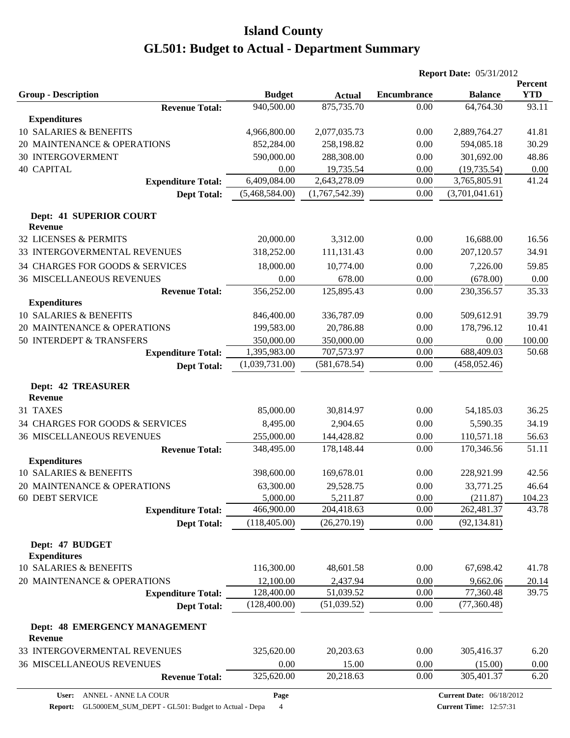# Island County

# GL501: Budget to Actual - Department Summary

**Report Date:** 05/31/2012

| Group - Description | Budget | Actual | Encumbrance | Balance | Percent YTD |
|---|---|---|---|---|---|
| **Revenue Total:** | 940,500.00 | 875,735.70 | 0.00 | 64,764.30 | 93.11 |
| **Expenditures** | | | | | |
| 10 SALARIES & BENEFITS | 4,966,800.00 | 2,077,035.73 | 0.00 | 2,889,764.27 | 41.81 |
| 20 MAINTENANCE & OPERATIONS | 852,284.00 | 258,198.82 | 0.00 | 594,085.18 | 30.29 |
| 30 INTERGOVERMENT | 590,000.00 | 288,308.00 | 0.00 | 301,692.00 | 48.86 |
| 40 CAPITAL | 0.00 | 19,735.54 | 0.00 | (19,735.54) | 0.00 |
| **Expenditure Total:** | 6,409,084.00 | 2,643,278.09 | 0.00 | 3,765,805.91 | 41.24 |
| **Dept Total:** | (5,468,584.00) | (1,767,542.39) | 0.00 | (3,701,041.61) | |
| **Dept: 41 SUPERIOR COURT** | | | | | |
| **Revenue** | | | | | |
| 32 LICENSES & PERMITS | 20,000.00 | 3,312.00 | 0.00 | 16,688.00 | 16.56 |
| 33 INTERGOVERMENTAL REVENUES | 318,252.00 | 111,131.43 | 0.00 | 207,120.57 | 34.91 |
| 34 CHARGES FOR GOODS & SERVICES | 18,000.00 | 10,774.00 | 0.00 | 7,226.00 | 59.85 |
| 36 MISCELLANEOUS REVENUES | 0.00 | 678.00 | 0.00 | (678.00) | 0.00 |
| **Revenue Total:** | 356,252.00 | 125,895.43 | 0.00 | 230,356.57 | 35.33 |
| **Expenditures** | | | | | |
| 10 SALARIES & BENEFITS | 846,400.00 | 336,787.09 | 0.00 | 509,612.91 | 39.79 |
| 20 MAINTENANCE & OPERATIONS | 199,583.00 | 20,786.88 | 0.00 | 178,796.12 | 10.41 |
| 50 INTERDEPT & TRANSFERS | 350,000.00 | 350,000.00 | 0.00 | 0.00 | 100.00 |
| **Expenditure Total:** | 1,395,983.00 | 707,573.97 | 0.00 | 688,409.03 | 50.68 |
| **Dept Total:** | (1,039,731.00) | (581,678.54) | 0.00 | (458,052.46) | |
| **Dept: 42 TREASURER** | | | | | |
| **Revenue** | | | | | |
| 31 TAXES | 85,000.00 | 30,814.97 | 0.00 | 54,185.03 | 36.25 |
| 34 CHARGES FOR GOODS & SERVICES | 8,495.00 | 2,904.65 | 0.00 | 5,590.35 | 34.19 |
| 36 MISCELLANEOUS REVENUES | 255,000.00 | 144,428.82 | 0.00 | 110,571.18 | 56.63 |
| **Revenue Total:** | 348,495.00 | 178,148.44 | 0.00 | 170,346.56 | 51.11 |
| **Expenditures** | | | | | |
| 10 SALARIES & BENEFITS | 398,600.00 | 169,678.01 | 0.00 | 228,921.99 | 42.56 |
| 20 MAINTENANCE & OPERATIONS | 63,300.00 | 29,528.75 | 0.00 | 33,771.25 | 46.64 |
| 60 DEBT SERVICE | 5,000.00 | 5,211.87 | 0.00 | (211.87) | 104.23 |
| **Expenditure Total:** | 466,900.00 | 204,418.63 | 0.00 | 262,481.37 | 43.78 |
| **Dept Total:** | (118,405.00) | (26,270.19) | 0.00 | (92,134.81) | |
| **Dept: 47 BUDGET** | | | | | |
| **Expenditures** | | | | | |
| 10 SALARIES & BENEFITS | 116,300.00 | 48,601.58 | 0.00 | 67,698.42 | 41.78 |
| 20 MAINTENANCE & OPERATIONS | 12,100.00 | 2,437.94 | 0.00 | 9,662.06 | 20.14 |
| **Expenditure Total:** | 128,400.00 | 51,039.52 | 0.00 | 77,360.48 | 39.75 |
| **Dept Total:** | (128,400.00) | (51,039.52) | 0.00 | (77,360.48) | |
| **Dept: 48 EMERGENCY MANAGEMENT** | | | | | |
| **Revenue** | | | | | |
| 33 INTERGOVERMENTAL REVENUES | 325,620.00 | 20,203.63 | 0.00 | 305,416.37 | 6.20 |
| 36 MISCELLANEOUS REVENUES | 0.00 | 15.00 | 0.00 | (15.00) | 0.00 |
| **Revenue Total:** | 325,620.00 | 20,218.63 | 0.00 | 305,401.37 | 6.20 |

User: ANNEL - ANNE LA COUR | Current Date: 06/18/2012
Report: GL5000EM_SUM_DEPT - GL501: Budget to Actual - Depa | Current Time: 12:57:31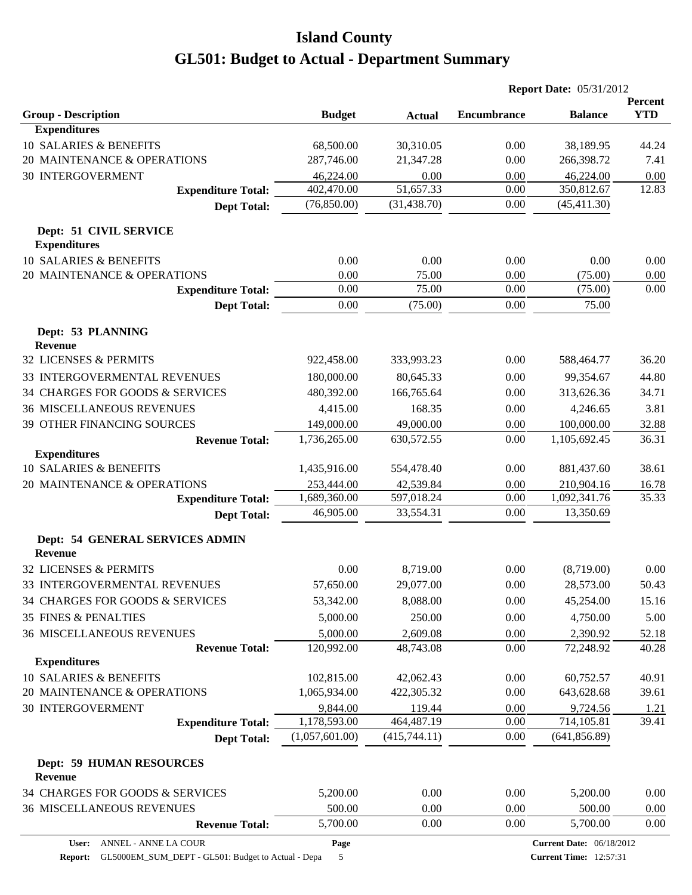# Island County

# GL501: Budget to Actual - Department Summary

**Report Date:** 05/31/2012

| Group - Description | Budget | Actual | Encumbrance | Balance | Percent YTD |
|---|---|---|---|---|---|
| **Expenditures** | | | | | |
| 10 SALARIES & BENEFITS | 68,500.00 | 30,310.05 | 0.00 | 38,189.95 | 44.24 |
| 20 MAINTENANCE & OPERATIONS | 287,746.00 | 21,347.28 | 0.00 | 266,398.72 | 7.41 |
| 30 INTERGOVERMENT | 46,224.00 | 0.00 | 0.00 | 46,224.00 | 0.00 |
| **Expenditure Total:** | 402,470.00 | 51,657.33 | 0.00 | 350,812.67 | 12.83 |
| **Dept Total:** | (76,850.00) | (31,438.70) | 0.00 | (45,411.30) | |
| **Dept: 51 CIVIL SERVICE** | | | | | |
| **Expenditures** | | | | | |
| 10 SALARIES & BENEFITS | 0.00 | 0.00 | 0.00 | 0.00 | 0.00 |
| 20 MAINTENANCE & OPERATIONS | 0.00 | 75.00 | 0.00 | (75.00) | 0.00 |
| **Expenditure Total:** | 0.00 | 75.00 | 0.00 | (75.00) | 0.00 |
| **Dept Total:** | 0.00 | (75.00) | 0.00 | 75.00 | |
| **Dept: 53 PLANNING** | | | | | |
| **Revenue** | | | | | |
| 32 LICENSES & PERMITS | 922,458.00 | 333,993.23 | 0.00 | 588,464.77 | 36.20 |
| 33 INTERGOVERMENTAL REVENUES | 180,000.00 | 80,645.33 | 0.00 | 99,354.67 | 44.80 |
| 34 CHARGES FOR GOODS & SERVICES | 480,392.00 | 166,765.64 | 0.00 | 313,626.36 | 34.71 |
| 36 MISCELLANEOUS REVENUES | 4,415.00 | 168.35 | 0.00 | 4,246.65 | 3.81 |
| 39 OTHER FINANCING SOURCES | 149,000.00 | 49,000.00 | 0.00 | 100,000.00 | 32.88 |
| **Revenue Total:** | 1,736,265.00 | 630,572.55 | 0.00 | 1,105,692.45 | 36.31 |
| **Expenditures** | | | | | |
| 10 SALARIES & BENEFITS | 1,435,916.00 | 554,478.40 | 0.00 | 881,437.60 | 38.61 |
| 20 MAINTENANCE & OPERATIONS | 253,444.00 | 42,539.84 | 0.00 | 210,904.16 | 16.78 |
| **Expenditure Total:** | 1,689,360.00 | 597,018.24 | 0.00 | 1,092,341.76 | 35.33 |
| **Dept Total:** | 46,905.00 | 33,554.31 | 0.00 | 13,350.69 | |
| **Dept: 54 GENERAL SERVICES ADMIN** | | | | | |
| **Revenue** | | | | | |
| 32 LICENSES & PERMITS | 0.00 | 8,719.00 | 0.00 | (8,719.00) | 0.00 |
| 33 INTERGOVERMENTAL REVENUES | 57,650.00 | 29,077.00 | 0.00 | 28,573.00 | 50.43 |
| 34 CHARGES FOR GOODS & SERVICES | 53,342.00 | 8,088.00 | 0.00 | 45,254.00 | 15.16 |
| 35 FINES & PENALTIES | 5,000.00 | 250.00 | 0.00 | 4,750.00 | 5.00 |
| 36 MISCELLANEOUS REVENUES | 5,000.00 | 2,609.08 | 0.00 | 2,390.92 | 52.18 |
| **Revenue Total:** | 120,992.00 | 48,743.08 | 0.00 | 72,248.92 | 40.28 |
| **Expenditures** | | | | | |
| 10 SALARIES & BENEFITS | 102,815.00 | 42,062.43 | 0.00 | 60,752.57 | 40.91 |
| 20 MAINTENANCE & OPERATIONS | 1,065,934.00 | 422,305.32 | 0.00 | 643,628.68 | 39.61 |
| 30 INTERGOVERMENT | 9,844.00 | 119.44 | 0.00 | 9,724.56 | 1.21 |
| **Expenditure Total:** | 1,178,593.00 | 464,487.19 | 0.00 | 714,105.81 | 39.41 |
| **Dept Total:** | (1,057,601.00) | (415,744.11) | 0.00 | (641,856.89) | |
| **Dept: 59 HUMAN RESOURCES** | | | | | |
| **Revenue** | | | | | |
| 34 CHARGES FOR GOODS & SERVICES | 5,200.00 | 0.00 | 0.00 | 5,200.00 | 0.00 |
| 36 MISCELLANEOUS REVENUES | 500.00 | 0.00 | 0.00 | 500.00 | 0.00 |
| **Revenue Total:** | 5,700.00 | 0.00 | 0.00 | 5,700.00 | 0.00 |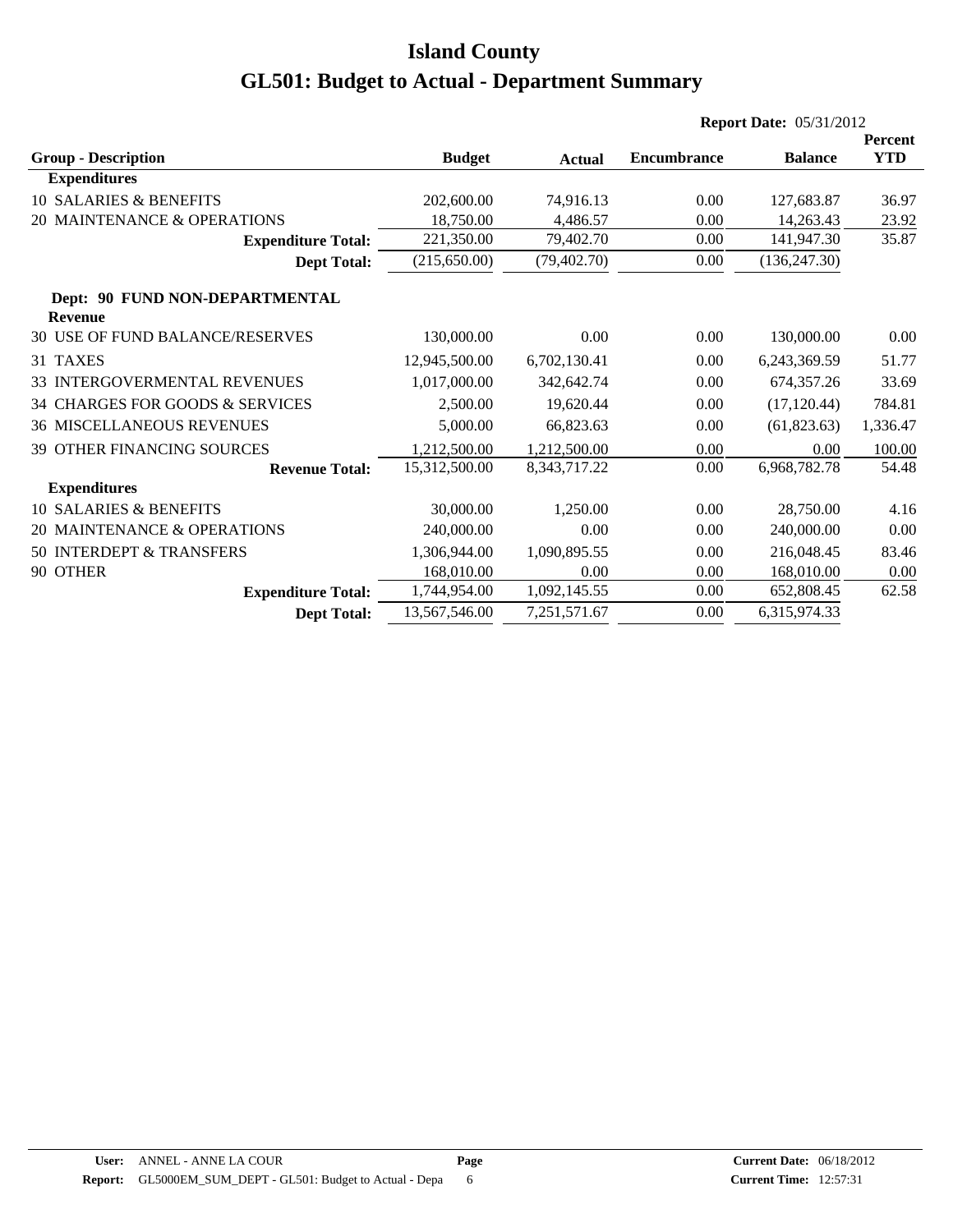# Island County
# GL501: Budget to Actual - Department Summary

**Report Date:** 05/31/2012

| Group - Description | Budget | Actual | Encumbrance | Balance | Percent YTD |
|---|---|---|---|---|---|
| **Expenditures** | | | | | |
| 10 SALARIES & BENEFITS | 202,600.00 | 74,916.13 | 0.00 | 127,683.87 | 36.97 |
| 20 MAINTENANCE & OPERATIONS | 18,750.00 | 4,486.57 | 0.00 | 14,263.43 | 23.92 |
| **Expenditure Total:** | 221,350.00 | 79,402.70 | 0.00 | 141,947.30 | 35.87 |
| **Dept Total:** | (215,650.00) | (79,402.70) | 0.00 | (136,247.30) | |
| **Dept: 90 FUND NON-DEPARTMENTAL** | | | | | |
| **Revenue** | | | | | |
| 30 USE OF FUND BALANCE/RESERVES | 130,000.00 | 0.00 | 0.00 | 130,000.00 | 0.00 |
| 31 TAXES | 12,945,500.00 | 6,702,130.41 | 0.00 | 6,243,369.59 | 51.77 |
| 33 INTERGOVERMENTAL REVENUES | 1,017,000.00 | 342,642.74 | 0.00 | 674,357.26 | 33.69 |
| 34 CHARGES FOR GOODS & SERVICES | 2,500.00 | 19,620.44 | 0.00 | (17,120.44) | 784.81 |
| 36 MISCELLANEOUS REVENUES | 5,000.00 | 66,823.63 | 0.00 | (61,823.63) | 1,336.47 |
| 39 OTHER FINANCING SOURCES | 1,212,500.00 | 1,212,500.00 | 0.00 | 0.00 | 100.00 |
| **Revenue Total:** | 15,312,500.00 | 8,343,717.22 | 0.00 | 6,968,782.78 | 54.48 |
| **Expenditures** | | | | | |
| 10 SALARIES & BENEFITS | 30,000.00 | 1,250.00 | 0.00 | 28,750.00 | 4.16 |
| 20 MAINTENANCE & OPERATIONS | 240,000.00 | 0.00 | 0.00 | 240,000.00 | 0.00 |
| 50 INTERDEPT & TRANSFERS | 1,306,944.00 | 1,090,895.55 | 0.00 | 216,048.45 | 83.46 |
| 90 OTHER | 168,010.00 | 0.00 | 0.00 | 168,010.00 | 0.00 |
| **Expenditure Total:** | 1,744,954.00 | 1,092,145.55 | 0.00 | 652,808.45 | 62.58 |
| **Dept Total:** | 13,567,546.00 | 7,251,571.67 | 0.00 | 6,315,974.33 | |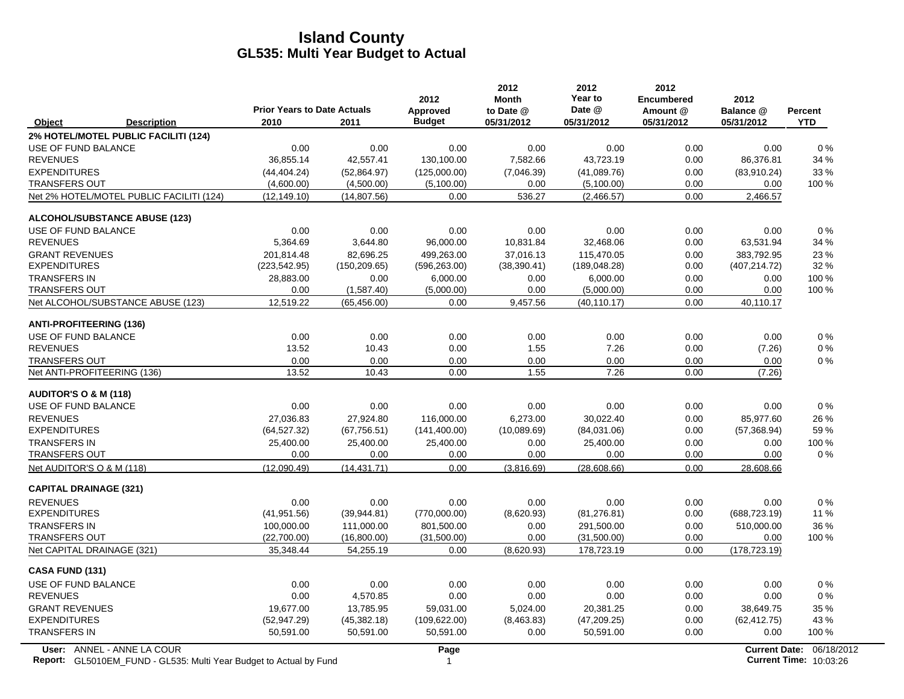# Island County
## GL535: Multi Year Budget to Actual

| Object | Description | Prior Years to Date Actuals 2010 | 2011 | 2012 Approved Budget | 2012 Month to Date @ 05/31/2012 | 2012 Year to Date @ 05/31/2012 | 2012 Encumbered Amount @ 05/31/2012 | 2012 Balance @ 05/31/2012 | Percent YTD |
|---|---|---|---|---|---|---|---|---|---|
| **2% HOTEL/MOTEL PUBLIC FACILITI (124)** | | | | | | | | | |
| USE OF FUND BALANCE | | 0.00 | 0.00 | 0.00 | 0.00 | 0.00 | 0.00 | 0.00 | 0 % |
| REVENUES | | 36,855.14 | 42,557.41 | 130,100.00 | 7,582.66 | 43,723.19 | 0.00 | 86,376.81 | 34 % |
| EXPENDITURES | | (44,404.24) | (52,864.97) | (125,000.00) | (7,046.39) | (41,089.76) | 0.00 | (83,910.24) | 33 % |
| TRANSFERS OUT | | (4,600.00) | (4,500.00) | (5,100.00) | 0.00 | (5,100.00) | 0.00 | 0.00 | 100 % |
| Net 2% HOTEL/MOTEL PUBLIC FACILITI (124) | | (12,149.10) | (14,807.56) | 0.00 | 536.27 | (2,466.57) | 0.00 | 2,466.57 | |
| **ALCOHOL/SUBSTANCE ABUSE (123)** | | | | | | | | | |
| USE OF FUND BALANCE | | 0.00 | 0.00 | 0.00 | 0.00 | 0.00 | 0.00 | 0.00 | 0 % |
| REVENUES | | 5,364.69 | 3,644.80 | 96,000.00 | 10,831.84 | 32,468.06 | 0.00 | 63,531.94 | 34 % |
| GRANT REVENUES | | 201,814.48 | 82,696.25 | 499,263.00 | 37,016.13 | 115,470.05 | 0.00 | 383,792.95 | 23 % |
| EXPENDITURES | | (223,542.95) | (150,209.65) | (596,263.00) | (38,390.41) | (189,048.28) | 0.00 | (407,214.72) | 32 % |
| TRANSFERS IN | | 28,883.00 | 0.00 | 6,000.00 | 0.00 | 6,000.00 | 0.00 | 0.00 | 100 % |
| TRANSFERS OUT | | 0.00 | (1,587.40) | (5,000.00) | 0.00 | (5,000.00) | 0.00 | 0.00 | 100 % |
| Net ALCOHOL/SUBSTANCE ABUSE (123) | | 12,519.22 | (65,456.00) | 0.00 | 9,457.56 | (40,110.17) | 0.00 | 40,110.17 | |
| **ANTI-PROFITEERING (136)** | | | | | | | | | |
| USE OF FUND BALANCE | | 0.00 | 0.00 | 0.00 | 0.00 | 0.00 | 0.00 | 0.00 | 0 % |
| REVENUES | | 13.52 | 10.43 | 0.00 | 1.55 | 7.26 | 0.00 | (7.26) | 0 % |
| TRANSFERS OUT | | 0.00 | 0.00 | 0.00 | 0.00 | 0.00 | 0.00 | 0.00 | 0 % |
| Net ANTI-PROFITEERING (136) | | 13.52 | 10.43 | 0.00 | 1.55 | 7.26 | 0.00 | (7.26) | |
| **AUDITOR'S O & M (118)** | | | | | | | | | |
| USE OF FUND BALANCE | | 0.00 | 0.00 | 0.00 | 0.00 | 0.00 | 0.00 | 0.00 | 0 % |
| REVENUES | | 27,036.83 | 27,924.80 | 116,000.00 | 6,273.00 | 30,022.40 | 0.00 | 85,977.60 | 26 % |
| EXPENDITURES | | (64,527.32) | (67,756.51) | (141,400.00) | (10,089.69) | (84,031.06) | 0.00 | (57,368.94) | 59 % |
| TRANSFERS IN | | 25,400.00 | 25,400.00 | 25,400.00 | 0.00 | 25,400.00 | 0.00 | 0.00 | 100 % |
| TRANSFERS OUT | | 0.00 | 0.00 | 0.00 | 0.00 | 0.00 | 0.00 | 0.00 | 0 % |
| Net AUDITOR'S O & M (118) | | (12,090.49) | (14,431.71) | 0.00 | (3,816.69) | (28,608.66) | 0.00 | 28,608.66 | |
| **CAPITAL DRAINAGE (321)** | | | | | | | | | |
| REVENUES | | 0.00 | 0.00 | 0.00 | 0.00 | 0.00 | 0.00 | 0.00 | 0 % |
| EXPENDITURES | | (41,951.56) | (39,944.81) | (770,000.00) | (8,620.93) | (81,276.81) | 0.00 | (688,723.19) | 11 % |
| TRANSFERS IN | | 100,000.00 | 111,000.00 | 801,500.00 | 0.00 | 291,500.00 | 0.00 | 510,000.00 | 36 % |
| TRANSFERS OUT | | (22,700.00) | (16,800.00) | (31,500.00) | 0.00 | (31,500.00) | 0.00 | 0.00 | 100 % |
| Net CAPITAL DRAINAGE (321) | | 35,348.44 | 54,255.19 | 0.00 | (8,620.93) | 178,723.19 | 0.00 | (178,723.19) | |
| **CASA FUND (131)** | | | | | | | | | |
| USE OF FUND BALANCE | | 0.00 | 0.00 | 0.00 | 0.00 | 0.00 | 0.00 | 0.00 | 0 % |
| REVENUES | | 0.00 | 4,570.85 | 0.00 | 0.00 | 0.00 | 0.00 | 0.00 | 0 % |
| GRANT REVENUES | | 19,677.00 | 13,785.95 | 59,031.00 | 5,024.00 | 20,381.25 | 0.00 | 38,649.75 | 35 % |
| EXPENDITURES | | (52,947.29) | (45,382.18) | (109,622.00) | (8,463.83) | (47,209.25) | 0.00 | (62,412.75) | 43 % |
| TRANSFERS IN | | 50,591.00 | 50,591.00 | 50,591.00 | 0.00 | 50,591.00 | 0.00 | 0.00 | 100 % |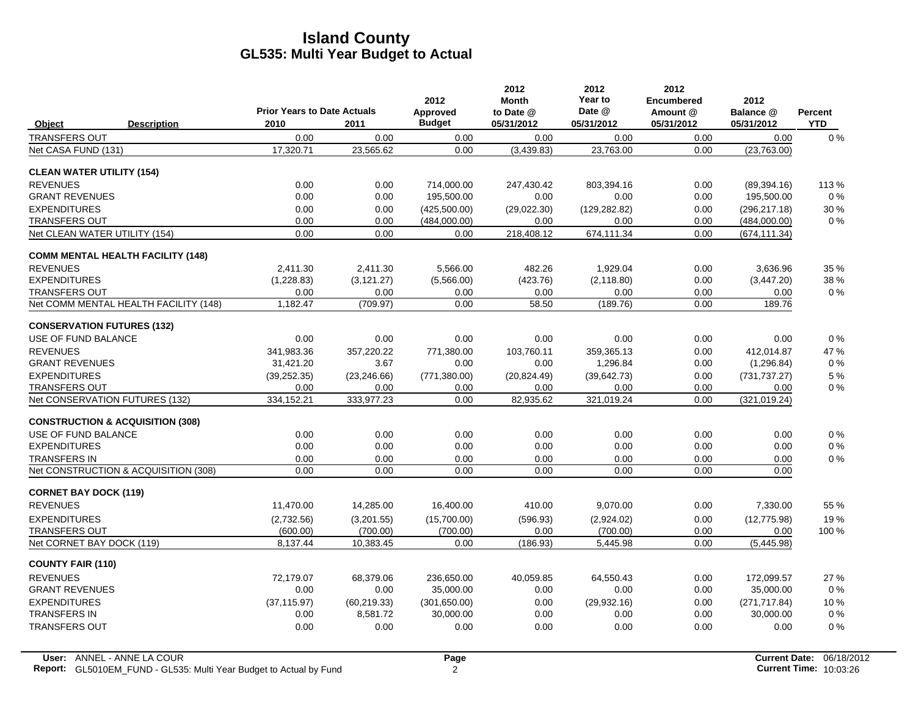# Island County
## GL535: Multi Year Budget to Actual

| Object | Description | Prior Years to Date Actuals 2010 | 2011 | 2012 Approved Budget | 2012 Month to Date @ 05/31/2012 | 2012 Year to Date @ 05/31/2012 | 2012 Encumbered Amount @ 05/31/2012 | 2012 Balance @ 05/31/2012 | Percent YTD |
|---|---|---|---|---|---|---|---|---|---|
| TRANSFERS OUT | | 0.00 | 0.00 | 0.00 | 0.00 | 0.00 | 0.00 | 0.00 | 0 % |
| Net CASA FUND (131) | | 17,320.71 | 23,565.62 | 0.00 | (3,439.83) | 23,763.00 | 0.00 | (23,763.00) | |
| **CLEAN WATER UTILITY (154)** | | | | | | | | | |
| REVENUES | | 0.00 | 0.00 | 714,000.00 | 247,430.42 | 803,394.16 | 0.00 | (89,394.16) | 113 % |
| GRANT REVENUES | | 0.00 | 0.00 | 195,500.00 | 0.00 | 0.00 | 0.00 | 195,500.00 | 0 % |
| EXPENDITURES | | 0.00 | 0.00 | (425,500.00) | (29,022.30) | (129,282.82) | 0.00 | (296,217.18) | 30 % |
| TRANSFERS OUT | | 0.00 | 0.00 | (484,000.00) | 0.00 | 0.00 | 0.00 | (484,000.00) | 0 % |
| Net CLEAN WATER UTILITY (154) | | 0.00 | 0.00 | 0.00 | 218,408.12 | 674,111.34 | 0.00 | (674,111.34) | |
| **COMM MENTAL HEALTH FACILITY (148)** | | | | | | | | | |
| REVENUES | | 2,411.30 | 2,411.30 | 5,566.00 | 482.26 | 1,929.04 | 0.00 | 3,636.96 | 35 % |
| EXPENDITURES | | (1,228.83) | (3,121.27) | (5,566.00) | (423.76) | (2,118.80) | 0.00 | (3,447.20) | 38 % |
| TRANSFERS OUT | | 0.00 | 0.00 | 0.00 | 0.00 | 0.00 | 0.00 | 0.00 | 0 % |
| Net COMM MENTAL HEALTH FACILITY (148) | | 1,182.47 | (709.97) | 0.00 | 58.50 | (189.76) | 0.00 | 189.76 | |
| **CONSERVATION FUTURES (132)** | | | | | | | | | |
| USE OF FUND BALANCE | | 0.00 | 0.00 | 0.00 | 0.00 | 0.00 | 0.00 | 0.00 | 0 % |
| REVENUES | | 341,983.36 | 357,220.22 | 771,380.00 | 103,760.11 | 359,365.13 | 0.00 | 412,014.87 | 47 % |
| GRANT REVENUES | | 31,421.20 | 3.67 | 0.00 | 0.00 | 1,296.84 | 0.00 | (1,296.84) | 0 % |
| EXPENDITURES | | (39,252.35) | (23,246.66) | (771,380.00) | (20,824.49) | (39,642.73) | 0.00 | (731,737.27) | 5 % |
| TRANSFERS OUT | | 0.00 | 0.00 | 0.00 | 0.00 | 0.00 | 0.00 | 0.00 | 0 % |
| Net CONSERVATION FUTURES (132) | | 334,152.21 | 333,977.23 | 0.00 | 82,935.62 | 321,019.24 | 0.00 | (321,019.24) | |
| **CONSTRUCTION & ACQUISITION (308)** | | | | | | | | | |
| USE OF FUND BALANCE | | 0.00 | 0.00 | 0.00 | 0.00 | 0.00 | 0.00 | 0.00 | 0 % |
| EXPENDITURES | | 0.00 | 0.00 | 0.00 | 0.00 | 0.00 | 0.00 | 0.00 | 0 % |
| TRANSFERS IN | | 0.00 | 0.00 | 0.00 | 0.00 | 0.00 | 0.00 | 0.00 | 0 % |
| Net CONSTRUCTION & ACQUISITION (308) | | 0.00 | 0.00 | 0.00 | 0.00 | 0.00 | 0.00 | 0.00 | |
| **CORNET BAY DOCK (119)** | | | | | | | | | |
| REVENUES | | 11,470.00 | 14,285.00 | 16,400.00 | 410.00 | 9,070.00 | 0.00 | 7,330.00 | 55 % |
| EXPENDITURES | | (2,732.56) | (3,201.55) | (15,700.00) | (596.93) | (2,924.02) | 0.00 | (12,775.98) | 19 % |
| TRANSFERS OUT | | (600.00) | (700.00) | (700.00) | 0.00 | (700.00) | 0.00 | 0.00 | 100 % |
| Net CORNET BAY DOCK (119) | | 8,137.44 | 10,383.45 | 0.00 | (186.93) | 5,445.98 | 0.00 | (5,445.98) | |
| **COUNTY FAIR (110)** | | | | | | | | | |
| REVENUES | | 72,179.07 | 68,379.06 | 236,650.00 | 40,059.85 | 64,550.43 | 0.00 | 172,099.57 | 27 % |
| GRANT REVENUES | | 0.00 | 0.00 | 35,000.00 | 0.00 | 0.00 | 0.00 | 35,000.00 | 0 % |
| EXPENDITURES | | (37,115.97) | (60,219.33) | (301,650.00) | 0.00 | (29,932.16) | 0.00 | (271,717.84) | 10 % |
| TRANSFERS IN | | 0.00 | 8,581.72 | 30,000.00 | 0.00 | 0.00 | 0.00 | 30,000.00 | 0 % |
| TRANSFERS OUT | | 0.00 | 0.00 | 0.00 | 0.00 | 0.00 | 0.00 | 0.00 | 0 % |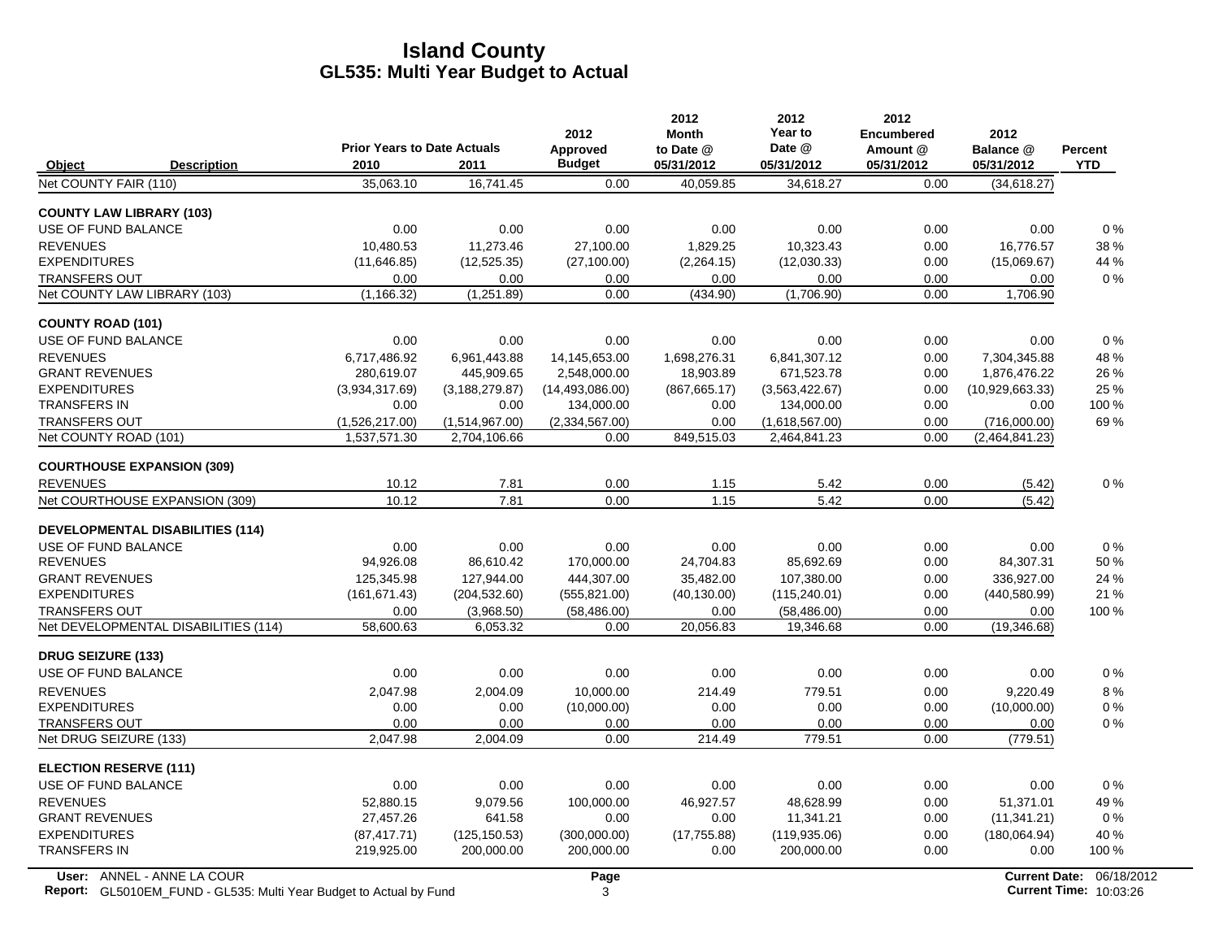# Island County
## GL535: Multi Year Budget to Actual

| Object | Description | Prior Years to Date Actuals 2010 | 2011 | 2012 Approved Budget | 2012 Month to Date @ 05/31/2012 | 2012 Year to Date @ 05/31/2012 | 2012 Encumbered Amount @ 05/31/2012 | 2012 Balance @ 05/31/2012 | Percent YTD |
|---|---|---|---|---|---|---|---|---|---|
| Net COUNTY FAIR (110) | | 35,063.10 | 16,741.45 | 0.00 | 40,059.85 | 34,618.27 | 0.00 | (34,618.27) | |
| **COUNTY LAW LIBRARY (103)** | | | | | | | | | |
| USE OF FUND BALANCE | | 0.00 | 0.00 | 0.00 | 0.00 | 0.00 | 0.00 | 0.00 | 0 % |
| REVENUES | | 10,480.53 | 11,273.46 | 27,100.00 | 1,829.25 | 10,323.43 | 0.00 | 16,776.57 | 38 % |
| EXPENDITURES | | (11,646.85) | (12,525.35) | (27,100.00) | (2,264.15) | (12,030.33) | 0.00 | (15,069.67) | 44 % |
| TRANSFERS OUT | | 0.00 | 0.00 | 0.00 | 0.00 | 0.00 | 0.00 | 0.00 | 0 % |
| Net COUNTY LAW LIBRARY (103) | | (1,166.32) | (1,251.89) | 0.00 | (434.90) | (1,706.90) | 0.00 | 1,706.90 | |
| **COUNTY ROAD (101)** | | | | | | | | | |
| USE OF FUND BALANCE | | 0.00 | 0.00 | 0.00 | 0.00 | 0.00 | 0.00 | 0.00 | 0 % |
| REVENUES | | 6,717,486.92 | 6,961,443.88 | 14,145,653.00 | 1,698,276.31 | 6,841,307.12 | 0.00 | 7,304,345.88 | 48 % |
| GRANT REVENUES | | 280,619.07 | 445,909.65 | 2,548,000.00 | 18,903.89 | 671,523.78 | 0.00 | 1,876,476.22 | 26 % |
| EXPENDITURES | | (3,934,317.69) | (3,188,279.87) | (14,493,086.00) | (867,665.17) | (3,563,422.67) | 0.00 | (10,929,663.33) | 25 % |
| TRANSFERS IN | | 0.00 | 0.00 | 134,000.00 | 0.00 | 134,000.00 | 0.00 | 0.00 | 100 % |
| TRANSFERS OUT | | (1,526,217.00) | (1,514,967.00) | (2,334,567.00) | 0.00 | (1,618,567.00) | 0.00 | (716,000.00) | 69 % |
| Net COUNTY ROAD (101) | | 1,537,571.30 | 2,704,106.66 | 0.00 | 849,515.03 | 2,464,841.23 | 0.00 | (2,464,841.23) | |
| **COURTHOUSE EXPANSION (309)** | | | | | | | | | |
| REVENUES | | 10.12 | 7.81 | 0.00 | 1.15 | 5.42 | 0.00 | (5.42) | 0 % |
| Net COURTHOUSE EXPANSION (309) | | 10.12 | 7.81 | 0.00 | 1.15 | 5.42 | 0.00 | (5.42) | |
| **DEVELOPMENTAL DISABILITIES (114)** | | | | | | | | | |
| USE OF FUND BALANCE | | 0.00 | 0.00 | 0.00 | 0.00 | 0.00 | 0.00 | 0.00 | 0 % |
| REVENUES | | 94,926.08 | 86,610.42 | 170,000.00 | 24,704.83 | 85,692.69 | 0.00 | 84,307.31 | 50 % |
| GRANT REVENUES | | 125,345.98 | 127,944.00 | 444,307.00 | 35,482.00 | 107,380.00 | 0.00 | 336,927.00 | 24 % |
| EXPENDITURES | | (161,671.43) | (204,532.60) | (555,821.00) | (40,130.00) | (115,240.01) | 0.00 | (440,580.99) | 21 % |
| TRANSFERS OUT | | 0.00 | (3,968.50) | (58,486.00) | 0.00 | (58,486.00) | 0.00 | 0.00 | 100 % |
| Net DEVELOPMENTAL DISABILITIES (114) | | 58,600.63 | 6,053.32 | 0.00 | 20,056.83 | 19,346.68 | 0.00 | (19,346.68) | |
| **DRUG SEIZURE (133)** | | | | | | | | | |
| USE OF FUND BALANCE | | 0.00 | 0.00 | 0.00 | 0.00 | 0.00 | 0.00 | 0.00 | 0 % |
| REVENUES | | 2,047.98 | 2,004.09 | 10,000.00 | 214.49 | 779.51 | 0.00 | 9,220.49 | 8 % |
| EXPENDITURES | | 0.00 | 0.00 | (10,000.00) | 0.00 | 0.00 | 0.00 | (10,000.00) | 0 % |
| TRANSFERS OUT | | 0.00 | 0.00 | 0.00 | 0.00 | 0.00 | 0.00 | 0.00 | 0 % |
| Net DRUG SEIZURE (133) | | 2,047.98 | 2,004.09 | 0.00 | 214.49 | 779.51 | 0.00 | (779.51) | |
| **ELECTION RESERVE (111)** | | | | | | | | | |
| USE OF FUND BALANCE | | 0.00 | 0.00 | 0.00 | 0.00 | 0.00 | 0.00 | 0.00 | 0 % |
| REVENUES | | 52,880.15 | 9,079.56 | 100,000.00 | 46,927.57 | 48,628.99 | 0.00 | 51,371.01 | 49 % |
| GRANT REVENUES | | 27,457.26 | 641.58 | 0.00 | 0.00 | 11,341.21 | 0.00 | (11,341.21) | 0 % |
| EXPENDITURES | | (87,417.71) | (125,150.53) | (300,000.00) | (17,755.88) | (119,935.06) | 0.00 | (180,064.94) | 40 % |
| TRANSFERS IN | | 219,925.00 | 200,000.00 | 200,000.00 | 0.00 | 200,000.00 | 0.00 | 0.00 | 100 % |

User: ANNEL - ANNE LA COUR
Report: GL5010EM_FUND - GL535: Multi Year Budget to Actual by Fund
Current Date: 06/18/2012
Current Time: 10:03:26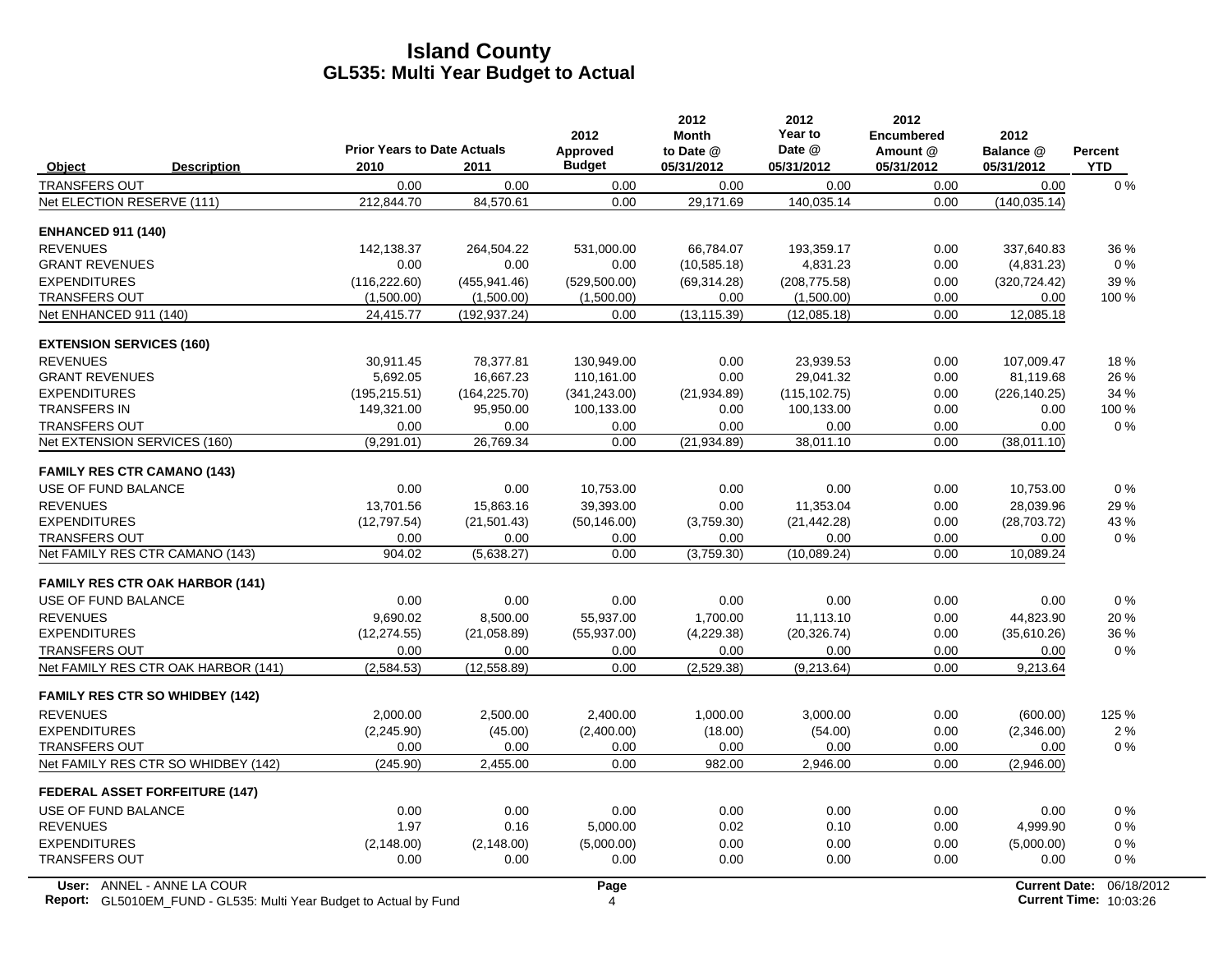# Island County
## GL535: Multi Year Budget to Actual

| Object | Description | Prior Years to Date Actuals 2010 | 2011 | 2012 Approved Budget | 2012 Month to Date @ 05/31/2012 | 2012 Year to Date @ 05/31/2012 | 2012 Encumbered Amount @ 05/31/2012 | 2012 Balance @ 05/31/2012 | Percent YTD |
|---|---|---|---|---|---|---|---|---|---|
| TRANSFERS OUT | | 0.00 | 0.00 | 0.00 | 0.00 | 0.00 | 0.00 | 0.00 | 0 % |
| Net ELECTION RESERVE (111) | | 212,844.70 | 84,570.61 | 0.00 | 29,171.69 | 140,035.14 | 0.00 | (140,035.14) | |
| **ENHANCED 911 (140)** | | | | | | | | | |
| REVENUES | | 142,138.37 | 264,504.22 | 531,000.00 | 66,784.07 | 193,359.17 | 0.00 | 337,640.83 | 36 % |
| GRANT REVENUES | | 0.00 | 0.00 | 0.00 | (10,585.18) | 4,831.23 | 0.00 | (4,831.23) | 0 % |
| EXPENDITURES | | (116,222.60) | (455,941.46) | (529,500.00) | (69,314.28) | (208,775.58) | 0.00 | (320,724.42) | 39 % |
| TRANSFERS OUT | | (1,500.00) | (1,500.00) | (1,500.00) | 0.00 | (1,500.00) | 0.00 | 0.00 | 100 % |
| Net ENHANCED 911 (140) | | 24,415.77 | (192,937.24) | 0.00 | (13,115.39) | (12,085.18) | 0.00 | 12,085.18 | |
| **EXTENSION SERVICES (160)** | | | | | | | | | |
| REVENUES | | 30,911.45 | 78,377.81 | 130,949.00 | 0.00 | 23,939.53 | 0.00 | 107,009.47 | 18 % |
| GRANT REVENUES | | 5,692.05 | 16,667.23 | 110,161.00 | 0.00 | 29,041.32 | 0.00 | 81,119.68 | 26 % |
| EXPENDITURES | | (195,215.51) | (164,225.70) | (341,243.00) | (21,934.89) | (115,102.75) | 0.00 | (226,140.25) | 34 % |
| TRANSFERS IN | | 149,321.00 | 95,950.00 | 100,133.00 | 0.00 | 100,133.00 | 0.00 | 0.00 | 100 % |
| TRANSFERS OUT | | 0.00 | 0.00 | 0.00 | 0.00 | 0.00 | 0.00 | 0.00 | 0 % |
| Net EXTENSION SERVICES (160) | | (9,291.01) | 26,769.34 | 0.00 | (21,934.89) | 38,011.10 | 0.00 | (38,011.10) | |
| **FAMILY RES CTR CAMANO (143)** | | | | | | | | | |
| USE OF FUND BALANCE | | 0.00 | 0.00 | 10,753.00 | 0.00 | 0.00 | 0.00 | 10,753.00 | 0 % |
| REVENUES | | 13,701.56 | 15,863.16 | 39,393.00 | 0.00 | 11,353.04 | 0.00 | 28,039.96 | 29 % |
| EXPENDITURES | | (12,797.54) | (21,501.43) | (50,146.00) | (3,759.30) | (21,442.28) | 0.00 | (28,703.72) | 43 % |
| TRANSFERS OUT | | 0.00 | 0.00 | 0.00 | 0.00 | 0.00 | 0.00 | 0.00 | 0 % |
| Net FAMILY RES CTR CAMANO (143) | | 904.02 | (5,638.27) | 0.00 | (3,759.30) | (10,089.24) | 0.00 | 10,089.24 | |
| **FAMILY RES CTR OAK HARBOR (141)** | | | | | | | | | |
| USE OF FUND BALANCE | | 0.00 | 0.00 | 0.00 | 0.00 | 0.00 | 0.00 | 0.00 | 0 % |
| REVENUES | | 9,690.02 | 8,500.00 | 55,937.00 | 1,700.00 | 11,113.10 | 0.00 | 44,823.90 | 20 % |
| EXPENDITURES | | (12,274.55) | (21,058.89) | (55,937.00) | (4,229.38) | (20,326.74) | 0.00 | (35,610.26) | 36 % |
| TRANSFERS OUT | | 0.00 | 0.00 | 0.00 | 0.00 | 0.00 | 0.00 | 0.00 | 0 % |
| Net FAMILY RES CTR OAK HARBOR (141) | | (2,584.53) | (12,558.89) | 0.00 | (2,529.38) | (9,213.64) | 0.00 | 9,213.64 | |
| **FAMILY RES CTR SO WHIDBEY (142)** | | | | | | | | | |
| REVENUES | | 2,000.00 | 2,500.00 | 2,400.00 | 1,000.00 | 3,000.00 | 0.00 | (600.00) | 125 % |
| EXPENDITURES | | (2,245.90) | (45.00) | (2,400.00) | (18.00) | (54.00) | 0.00 | (2,346.00) | 2 % |
| TRANSFERS OUT | | 0.00 | 0.00 | 0.00 | 0.00 | 0.00 | 0.00 | 0.00 | 0 % |
| Net FAMILY RES CTR SO WHIDBEY (142) | | (245.90) | 2,455.00 | 0.00 | 982.00 | 2,946.00 | 0.00 | (2,946.00) | |
| **FEDERAL ASSET FORFEITURE (147)** | | | | | | | | | |
| USE OF FUND BALANCE | | 0.00 | 0.00 | 0.00 | 0.00 | 0.00 | 0.00 | 0.00 | 0 % |
| REVENUES | | 1.97 | 0.16 | 5,000.00 | 0.02 | 0.10 | 0.00 | 4,999.90 | 0 % |
| EXPENDITURES | | (2,148.00) | (2,148.00) | (5,000.00) | 0.00 | 0.00 | 0.00 | (5,000.00) | 0 % |
| TRANSFERS OUT | | 0.00 | 0.00 | 0.00 | 0.00 | 0.00 | 0.00 | 0.00 | 0 % |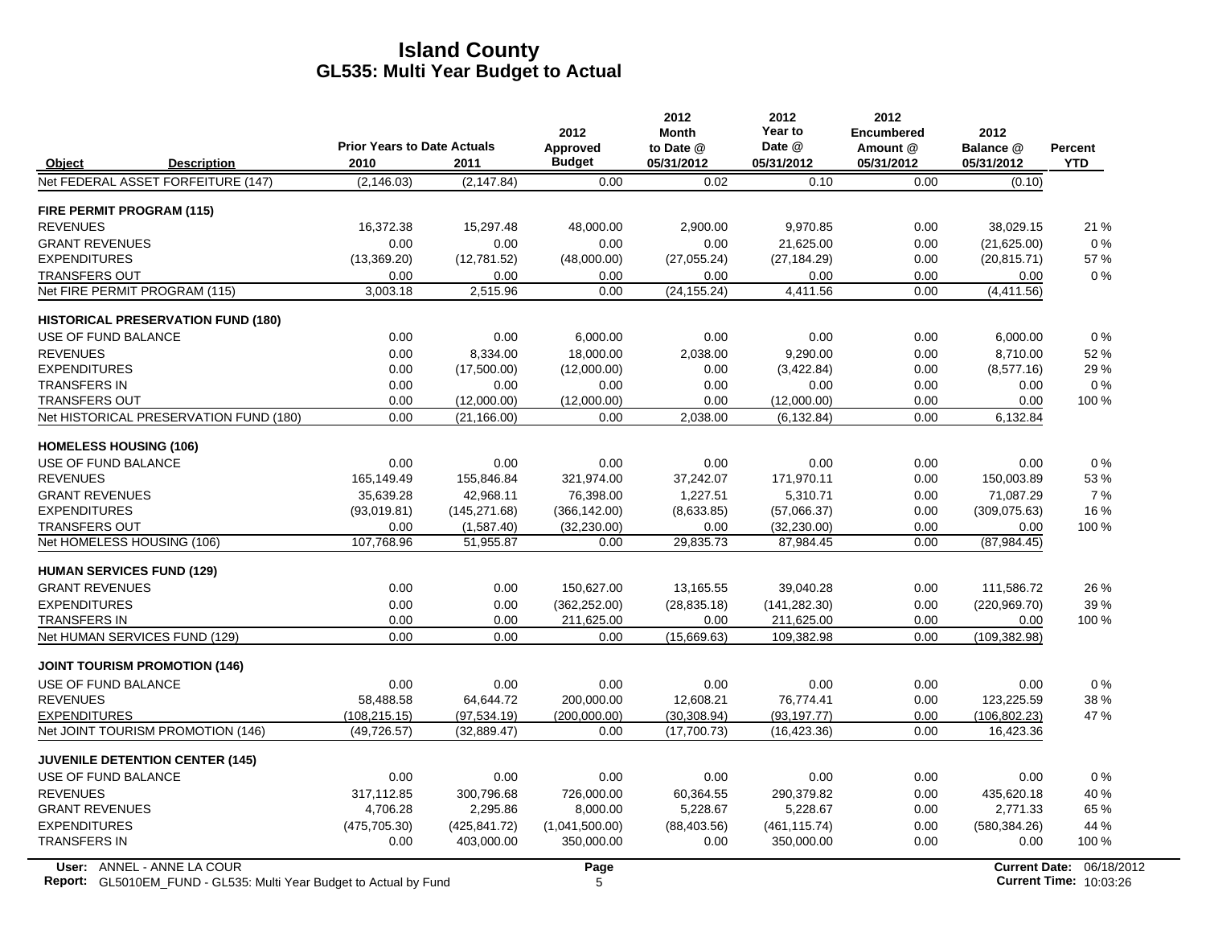# Island County
## GL535: Multi Year Budget to Actual

| Object | Description | Prior Years to Date Actuals 2010 | 2011 | 2012 Approved Budget | 2012 Month to Date @ 05/31/2012 | 2012 Year to Date @ 05/31/2012 | 2012 Encumbered Amount @ 05/31/2012 | 2012 Balance @ 05/31/2012 | Percent YTD |
|---|---|---|---|---|---|---|---|---|---|
| Net FEDERAL ASSET FORFEITURE (147) | | (2,146.03) | (2,147.84) | 0.00 | 0.02 | 0.10 | 0.00 | (0.10) | |
| **FIRE PERMIT PROGRAM (115)** | | | | | | | | | |
| REVENUES | | 16,372.38 | 15,297.48 | 48,000.00 | 2,900.00 | 9,970.85 | 0.00 | 38,029.15 | 21 % |
| GRANT REVENUES | | 0.00 | 0.00 | 0.00 | 0.00 | 21,625.00 | 0.00 | (21,625.00) | 0 % |
| EXPENDITURES | | (13,369.20) | (12,781.52) | (48,000.00) | (27,055.24) | (27,184.29) | 0.00 | (20,815.71) | 57 % |
| TRANSFERS OUT | | 0.00 | 0.00 | 0.00 | 0.00 | 0.00 | 0.00 | 0.00 | 0 % |
| Net FIRE PERMIT PROGRAM (115) | | 3,003.18 | 2,515.96 | 0.00 | (24,155.24) | 4,411.56 | 0.00 | (4,411.56) | |
| **HISTORICAL PRESERVATION FUND (180)** | | | | | | | | | |
| USE OF FUND BALANCE | | 0.00 | 0.00 | 6,000.00 | 0.00 | 0.00 | 0.00 | 6,000.00 | 0 % |
| REVENUES | | 0.00 | 8,334.00 | 18,000.00 | 2,038.00 | 9,290.00 | 0.00 | 8,710.00 | 52 % |
| EXPENDITURES | | 0.00 | (17,500.00) | (12,000.00) | 0.00 | (3,422.84) | 0.00 | (8,577.16) | 29 % |
| TRANSFERS IN | | 0.00 | 0.00 | 0.00 | 0.00 | 0.00 | 0.00 | 0.00 | 0 % |
| TRANSFERS OUT | | 0.00 | (12,000.00) | (12,000.00) | 0.00 | (12,000.00) | 0.00 | 0.00 | 100 % |
| Net HISTORICAL PRESERVATION FUND (180) | | 0.00 | (21,166.00) | 0.00 | 2,038.00 | (6,132.84) | 0.00 | 6,132.84 | |
| **HOMELESS HOUSING (106)** | | | | | | | | | |
| USE OF FUND BALANCE | | 0.00 | 0.00 | 0.00 | 0.00 | 0.00 | 0.00 | 0.00 | 0 % |
| REVENUES | | 165,149.49 | 155,846.84 | 321,974.00 | 37,242.07 | 171,970.11 | 0.00 | 150,003.89 | 53 % |
| GRANT REVENUES | | 35,639.28 | 42,968.11 | 76,398.00 | 1,227.51 | 5,310.71 | 0.00 | 71,087.29 | 7 % |
| EXPENDITURES | | (93,019.81) | (145,271.68) | (366,142.00) | (8,633.85) | (57,066.37) | 0.00 | (309,075.63) | 16 % |
| TRANSFERS OUT | | 0.00 | (1,587.40) | (32,230.00) | 0.00 | (32,230.00) | 0.00 | 0.00 | 100 % |
| Net HOMELESS HOUSING (106) | | 107,768.96 | 51,955.87 | 0.00 | 29,835.73 | 87,984.45 | 0.00 | (87,984.45) | |
| **HUMAN SERVICES FUND (129)** | | | | | | | | | |
| GRANT REVENUES | | 0.00 | 0.00 | 150,627.00 | 13,165.55 | 39,040.28 | 0.00 | 111,586.72 | 26 % |
| EXPENDITURES | | 0.00 | 0.00 | (362,252.00) | (28,835.18) | (141,282.30) | 0.00 | (220,969.70) | 39 % |
| TRANSFERS IN | | 0.00 | 0.00 | 211,625.00 | 0.00 | 211,625.00 | 0.00 | 0.00 | 100 % |
| Net HUMAN SERVICES FUND (129) | | 0.00 | 0.00 | 0.00 | (15,669.63) | 109,382.98 | 0.00 | (109,382.98) | |
| **JOINT TOURISM PROMOTION (146)** | | | | | | | | | |
| USE OF FUND BALANCE | | 0.00 | 0.00 | 0.00 | 0.00 | 0.00 | 0.00 | 0.00 | 0 % |
| REVENUES | | 58,488.58 | 64,644.72 | 200,000.00 | 12,608.21 | 76,774.41 | 0.00 | 123,225.59 | 38 % |
| EXPENDITURES | | (108,215.15) | (97,534.19) | (200,000.00) | (30,308.94) | (93,197.77) | 0.00 | (106,802.23) | 47 % |
| Net JOINT TOURISM PROMOTION (146) | | (49,726.57) | (32,889.47) | 0.00 | (17,700.73) | (16,423.36) | 0.00 | 16,423.36 | |
| **JUVENILE DETENTION CENTER (145)** | | | | | | | | | |
| USE OF FUND BALANCE | | 0.00 | 0.00 | 0.00 | 0.00 | 0.00 | 0.00 | 0.00 | 0 % |
| REVENUES | | 317,112.85 | 300,796.68 | 726,000.00 | 60,364.55 | 290,379.82 | 0.00 | 435,620.18 | 40 % |
| GRANT REVENUES | | 4,706.28 | 2,295.86 | 8,000.00 | 5,228.67 | 5,228.67 | 0.00 | 2,771.33 | 65 % |
| EXPENDITURES | | (475,705.30) | (425,841.72) | (1,041,500.00) | (88,403.56) | (461,115.74) | 0.00 | (580,384.26) | 44 % |
| TRANSFERS IN | | 0.00 | 403,000.00 | 350,000.00 | 0.00 | 350,000.00 | 0.00 | 0.00 | 100 % |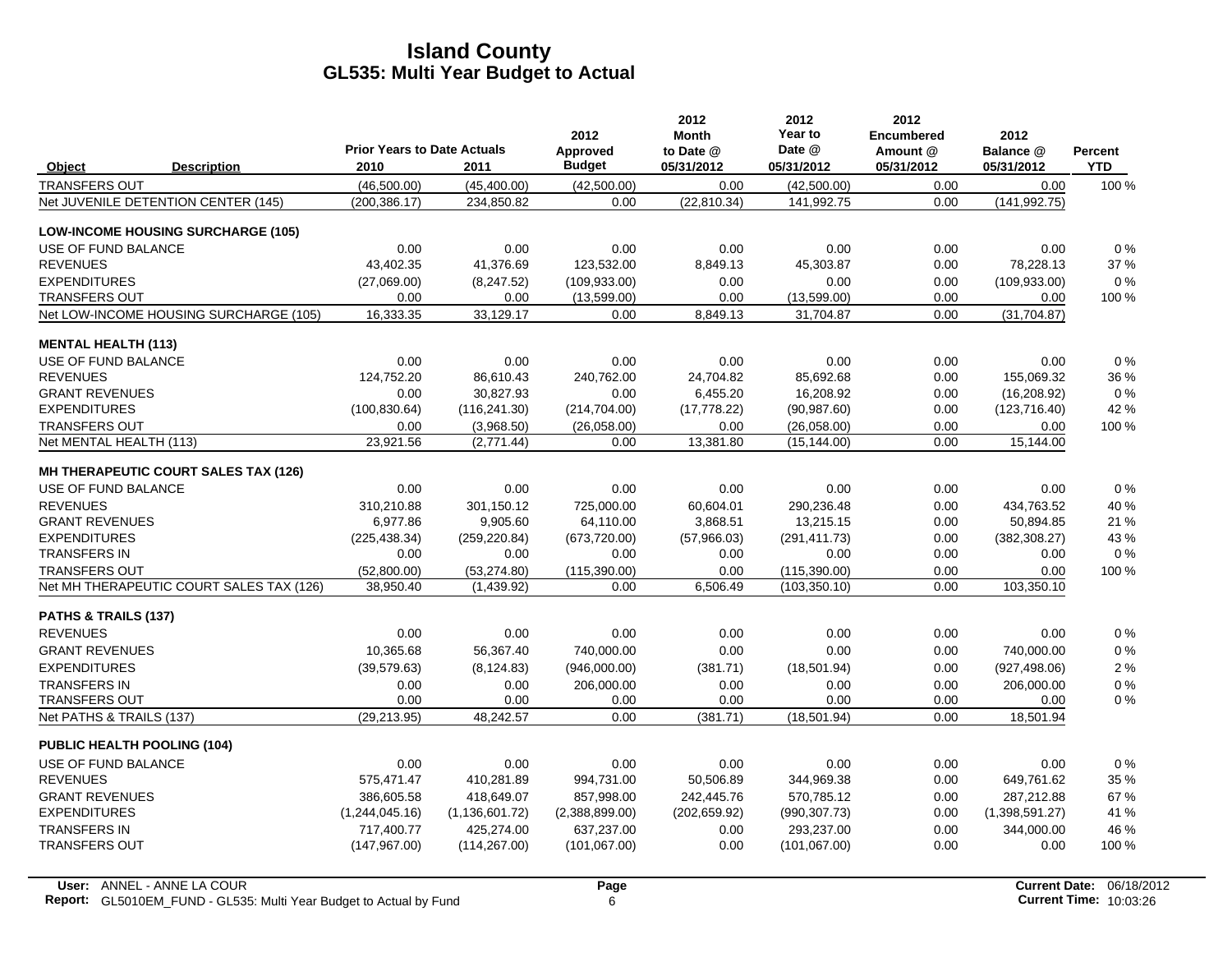# Island County
## GL535: Multi Year Budget to Actual

| Object | Description | Prior Years to Date Actuals 2010 | 2011 | 2012 Approved Budget | 2012 Month to Date @ 05/31/2012 | 2012 Year to Date @ 05/31/2012 | 2012 Encumbered Amount @ 05/31/2012 | 2012 Balance @ 05/31/2012 | Percent YTD |
|---|---|---|---|---|---|---|---|---|---|
| TRANSFERS OUT | | (46,500.00) | (45,400.00) | (42,500.00) | 0.00 | (42,500.00) | 0.00 | 0.00 | 100 % |
| Net JUVENILE DETENTION CENTER (145) | | (200,386.17) | 234,850.82 | 0.00 | (22,810.34) | 141,992.75 | 0.00 | (141,992.75) | |
| **LOW-INCOME HOUSING SURCHARGE (105)** | | | | | | | | | |
| USE OF FUND BALANCE | | 0.00 | 0.00 | 0.00 | 0.00 | 0.00 | 0.00 | 0.00 | 0 % |
| REVENUES | | 43,402.35 | 41,376.69 | 123,532.00 | 8,849.13 | 45,303.87 | 0.00 | 78,228.13 | 37 % |
| EXPENDITURES | | (27,069.00) | (8,247.52) | (109,933.00) | 0.00 | 0.00 | 0.00 | (109,933.00) | 0 % |
| TRANSFERS OUT | | 0.00 | 0.00 | (13,599.00) | 0.00 | (13,599.00) | 0.00 | 0.00 | 100 % |
| Net LOW-INCOME HOUSING SURCHARGE (105) | | 16,333.35 | 33,129.17 | 0.00 | 8,849.13 | 31,704.87 | 0.00 | (31,704.87) | |
| **MENTAL HEALTH (113)** | | | | | | | | | |
| USE OF FUND BALANCE | | 0.00 | 0.00 | 0.00 | 0.00 | 0.00 | 0.00 | 0.00 | 0 % |
| REVENUES | | 124,752.20 | 86,610.43 | 240,762.00 | 24,704.82 | 85,692.68 | 0.00 | 155,069.32 | 36 % |
| GRANT REVENUES | | 0.00 | 30,827.93 | 0.00 | 6,455.20 | 16,208.92 | 0.00 | (16,208.92) | 0 % |
| EXPENDITURES | | (100,830.64) | (116,241.30) | (214,704.00) | (17,778.22) | (90,987.60) | 0.00 | (123,716.40) | 42 % |
| TRANSFERS OUT | | 0.00 | (3,968.50) | (26,058.00) | 0.00 | (26,058.00) | 0.00 | 0.00 | 100 % |
| Net MENTAL HEALTH (113) | | 23,921.56 | (2,771.44) | 0.00 | 13,381.80 | (15,144.00) | 0.00 | 15,144.00 | |
| **MH THERAPEUTIC COURT SALES TAX (126)** | | | | | | | | | |
| USE OF FUND BALANCE | | 0.00 | 0.00 | 0.00 | 0.00 | 0.00 | 0.00 | 0.00 | 0 % |
| REVENUES | | 310,210.88 | 301,150.12 | 725,000.00 | 60,604.01 | 290,236.48 | 0.00 | 434,763.52 | 40 % |
| GRANT REVENUES | | 6,977.86 | 9,905.60 | 64,110.00 | 3,868.51 | 13,215.15 | 0.00 | 50,894.85 | 21 % |
| EXPENDITURES | | (225,438.34) | (259,220.84) | (673,720.00) | (57,966.03) | (291,411.73) | 0.00 | (382,308.27) | 43 % |
| TRANSFERS IN | | 0.00 | 0.00 | 0.00 | 0.00 | 0.00 | 0.00 | 0.00 | 0 % |
| TRANSFERS OUT | | (52,800.00) | (53,274.80) | (115,390.00) | 0.00 | (115,390.00) | 0.00 | 0.00 | 100 % |
| Net MH THERAPEUTIC COURT SALES TAX (126) | | 38,950.40 | (1,439.92) | 0.00 | 6,506.49 | (103,350.10) | 0.00 | 103,350.10 | |
| **PATHS & TRAILS (137)** | | | | | | | | | |
| REVENUES | | 0.00 | 0.00 | 0.00 | 0.00 | 0.00 | 0.00 | 0.00 | 0 % |
| GRANT REVENUES | | 10,365.68 | 56,367.40 | 740,000.00 | 0.00 | 0.00 | 0.00 | 740,000.00 | 0 % |
| EXPENDITURES | | (39,579.63) | (8,124.83) | (946,000.00) | (381.71) | (18,501.94) | 0.00 | (927,498.06) | 2 % |
| TRANSFERS IN | | 0.00 | 0.00 | 206,000.00 | 0.00 | 0.00 | 0.00 | 206,000.00 | 0 % |
| TRANSFERS OUT | | 0.00 | 0.00 | 0.00 | 0.00 | 0.00 | 0.00 | 0.00 | 0 % |
| Net PATHS & TRAILS (137) | | (29,213.95) | 48,242.57 | 0.00 | (381.71) | (18,501.94) | 0.00 | 18,501.94 | |
| **PUBLIC HEALTH POOLING (104)** | | | | | | | | | |
| USE OF FUND BALANCE | | 0.00 | 0.00 | 0.00 | 0.00 | 0.00 | 0.00 | 0.00 | 0 % |
| REVENUES | | 575,471.47 | 410,281.89 | 994,731.00 | 50,506.89 | 344,969.38 | 0.00 | 649,761.62 | 35 % |
| GRANT REVENUES | | 386,605.58 | 418,649.07 | 857,998.00 | 242,445.76 | 570,785.12 | 0.00 | 287,212.88 | 67 % |
| EXPENDITURES | | (1,244,045.16) | (1,136,601.72) | (2,388,899.00) | (202,659.92) | (990,307.73) | 0.00 | (1,398,591.27) | 41 % |
| TRANSFERS IN | | 717,400.77 | 425,274.00 | 637,237.00 | 0.00 | 293,237.00 | 0.00 | 344,000.00 | 46 % |
| TRANSFERS OUT | | (147,967.00) | (114,267.00) | (101,067.00) | 0.00 | (101,067.00) | 0.00 | 0.00 | 100 % |

User: ANNEL - ANNE LA COUR
Report: GL5010EM_FUND - GL535: Multi Year Budget to Actual by Fund
Current Date: 06/18/2012
Current Time: 10:03:26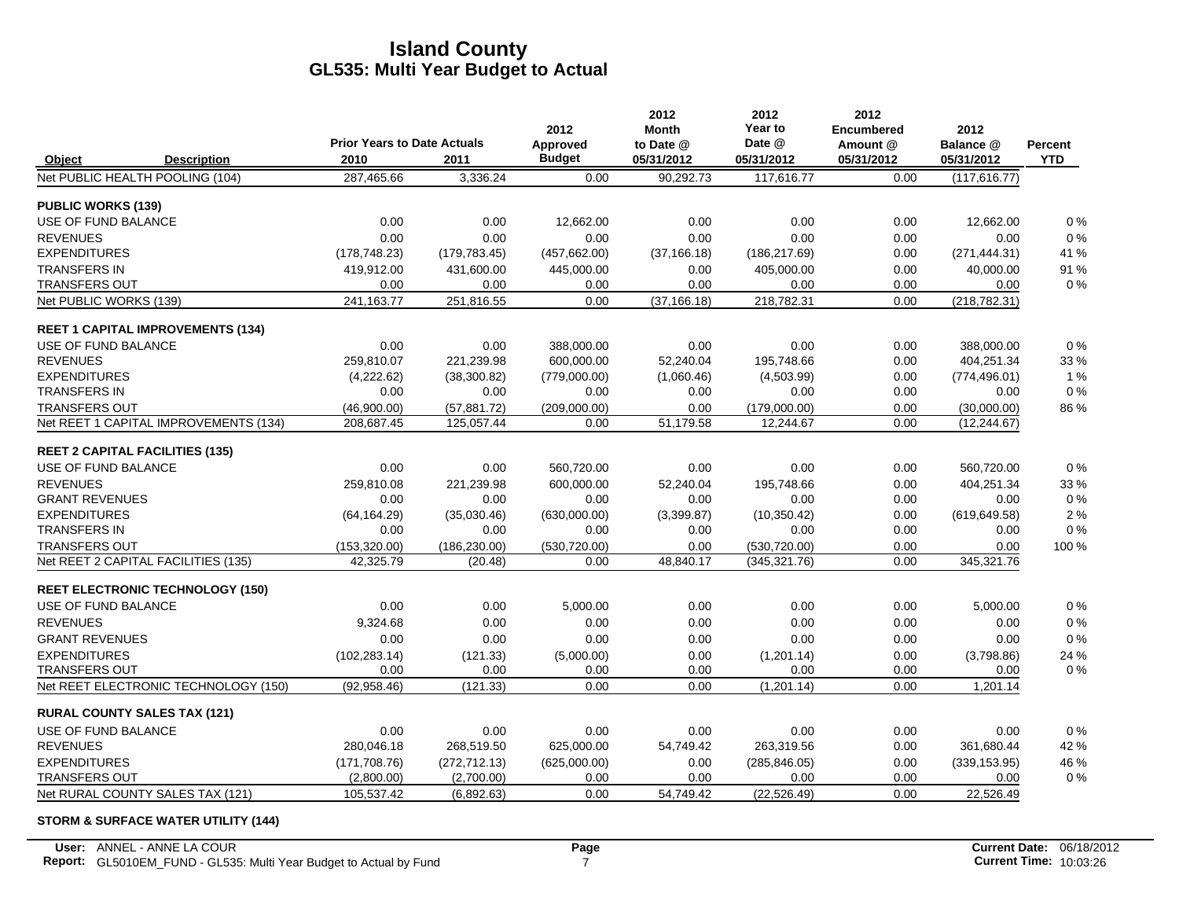# Island County
## GL535: Multi Year Budget to Actual

| Object | Description | Prior Years to Date Actuals 2010 | 2011 | 2012 Approved Budget | 2012 Month to Date @ 05/31/2012 | 2012 Year to Date @ 05/31/2012 | 2012 Encumbered Amount @ 05/31/2012 | 2012 Balance @ 05/31/2012 | Percent YTD |
|---|---|---|---|---|---|---|---|---|---|
| Net PUBLIC HEALTH POOLING (104) | | 287,465.66 | 3,336.24 | 0.00 | 90,292.73 | 117,616.77 | 0.00 | (117,616.77) | |
| **PUBLIC WORKS (139)** | | | | | | | | | |
| USE OF FUND BALANCE | | 0.00 | 0.00 | 12,662.00 | 0.00 | 0.00 | 0.00 | 12,662.00 | 0 % |
| REVENUES | | 0.00 | 0.00 | 0.00 | 0.00 | 0.00 | 0.00 | 0.00 | 0 % |
| EXPENDITURES | | (178,748.23) | (179,783.45) | (457,662.00) | (37,166.18) | (186,217.69) | 0.00 | (271,444.31) | 41 % |
| TRANSFERS IN | | 419,912.00 | 431,600.00 | 445,000.00 | 0.00 | 405,000.00 | 0.00 | 40,000.00 | 91 % |
| TRANSFERS OUT | | 0.00 | 0.00 | 0.00 | 0.00 | 0.00 | 0.00 | 0.00 | 0 % |
| Net PUBLIC WORKS (139) | | 241,163.77 | 251,816.55 | 0.00 | (37,166.18) | 218,782.31 | 0.00 | (218,782.31) | |
| **REET 1 CAPITAL IMPROVEMENTS (134)** | | | | | | | | | |
| USE OF FUND BALANCE | | 0.00 | 0.00 | 388,000.00 | 0.00 | 0.00 | 0.00 | 388,000.00 | 0 % |
| REVENUES | | 259,810.07 | 221,239.98 | 600,000.00 | 52,240.04 | 195,748.66 | 0.00 | 404,251.34 | 33 % |
| EXPENDITURES | | (4,222.62) | (38,300.82) | (779,000.00) | (1,060.46) | (4,503.99) | 0.00 | (774,496.01) | 1 % |
| TRANSFERS IN | | 0.00 | 0.00 | 0.00 | 0.00 | 0.00 | 0.00 | 0.00 | 0 % |
| TRANSFERS OUT | | (46,900.00) | (57,881.72) | (209,000.00) | 0.00 | (179,000.00) | 0.00 | (30,000.00) | 86 % |
| Net REET 1 CAPITAL IMPROVEMENTS (134) | | 208,687.45 | 125,057.44 | 0.00 | 51,179.58 | 12,244.67 | 0.00 | (12,244.67) | |
| **REET 2 CAPITAL FACILITIES (135)** | | | | | | | | | |
| USE OF FUND BALANCE | | 0.00 | 0.00 | 560,720.00 | 0.00 | 0.00 | 0.00 | 560,720.00 | 0 % |
| REVENUES | | 259,810.08 | 221,239.98 | 600,000.00 | 52,240.04 | 195,748.66 | 0.00 | 404,251.34 | 33 % |
| GRANT REVENUES | | 0.00 | 0.00 | 0.00 | 0.00 | 0.00 | 0.00 | 0.00 | 0 % |
| EXPENDITURES | | (64,164.29) | (35,030.46) | (630,000.00) | (3,399.87) | (10,350.42) | 0.00 | (619,649.58) | 2 % |
| TRANSFERS IN | | 0.00 | 0.00 | 0.00 | 0.00 | 0.00 | 0.00 | 0.00 | 0 % |
| TRANSFERS OUT | | (153,320.00) | (186,230.00) | (530,720.00) | 0.00 | (530,720.00) | 0.00 | 0.00 | 100 % |
| Net REET 2 CAPITAL FACILITIES (135) | | 42,325.79 | (20.48) | 0.00 | 48,840.17 | (345,321.76) | 0.00 | 345,321.76 | |
| **REET ELECTRONIC TECHNOLOGY (150)** | | | | | | | | | |
| USE OF FUND BALANCE | | 0.00 | 0.00 | 5,000.00 | 0.00 | 0.00 | 0.00 | 5,000.00 | 0 % |
| REVENUES | | 9,324.68 | 0.00 | 0.00 | 0.00 | 0.00 | 0.00 | 0.00 | 0 % |
| GRANT REVENUES | | 0.00 | 0.00 | 0.00 | 0.00 | 0.00 | 0.00 | 0.00 | 0 % |
| EXPENDITURES | | (102,283.14) | (121.33) | (5,000.00) | 0.00 | (1,201.14) | 0.00 | (3,798.86) | 24 % |
| TRANSFERS OUT | | 0.00 | 0.00 | 0.00 | 0.00 | 0.00 | 0.00 | 0.00 | 0 % |
| Net REET ELECTRONIC TECHNOLOGY (150) | | (92,958.46) | (121.33) | 0.00 | 0.00 | (1,201.14) | 0.00 | 1,201.14 | |
| **RURAL COUNTY SALES TAX (121)** | | | | | | | | | |
| USE OF FUND BALANCE | | 0.00 | 0.00 | 0.00 | 0.00 | 0.00 | 0.00 | 0.00 | 0 % |
| REVENUES | | 280,046.18 | 268,519.50 | 625,000.00 | 54,749.42 | 263,319.56 | 0.00 | 361,680.44 | 42 % |
| EXPENDITURES | | (171,708.76) | (272,712.13) | (625,000.00) | 0.00 | (285,846.05) | 0.00 | (339,153.95) | 46 % |
| TRANSFERS OUT | | (2,800.00) | (2,700.00) | 0.00 | 0.00 | 0.00 | 0.00 | 0.00 | 0 % |
| Net RURAL COUNTY SALES TAX (121) | | 105,537.42 | (6,892.63) | 0.00 | 54,749.42 | (22,526.49) | 0.00 | 22,526.49 | |
| **STORM & SURFACE WATER UTILITY (144)** | | | | | | | | | |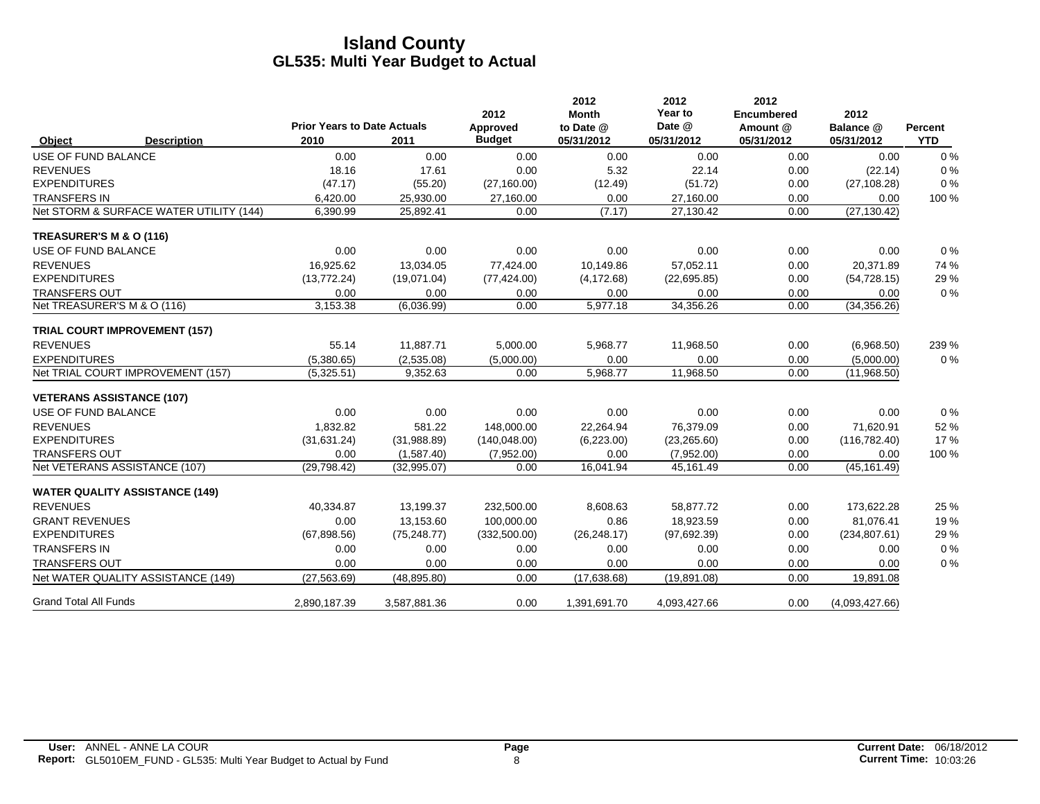# Island County
## GL535: Multi Year Budget to Actual

| Object | Description | Prior Years to Date Actuals 2010 | 2011 | 2012 Approved Budget | 2012 Month to Date @ 05/31/2012 | 2012 Year to Date @ 05/31/2012 | 2012 Encumbered Amount @ 05/31/2012 | 2012 Balance @ 05/31/2012 | Percent YTD |
|---|---|---|---|---|---|---|---|---|---|
| USE OF FUND BALANCE | | 0.00 | 0.00 | 0.00 | 0.00 | 0.00 | 0.00 | 0.00 | 0 % |
| REVENUES | | 18.16 | 17.61 | 0.00 | 5.32 | 22.14 | 0.00 | (22.14) | 0 % |
| EXPENDITURES | | (47.17) | (55.20) | (27,160.00) | (12.49) | (51.72) | 0.00 | (27,108.28) | 0 % |
| TRANSFERS IN | | 6,420.00 | 25,930.00 | 27,160.00 | 0.00 | 27,160.00 | 0.00 | 0.00 | 100 % |
| Net STORM & SURFACE WATER UTILITY (144) | | 6,390.99 | 25,892.41 | 0.00 | (7.17) | 27,130.42 | 0.00 | (27,130.42) | |
| **TREASURER'S M & O (116)** | | | | | | | | | |
| USE OF FUND BALANCE | | 0.00 | 0.00 | 0.00 | 0.00 | 0.00 | 0.00 | 0.00 | 0 % |
| REVENUES | | 16,925.62 | 13,034.05 | 77,424.00 | 10,149.86 | 57,052.11 | 0.00 | 20,371.89 | 74 % |
| EXPENDITURES | | (13,772.24) | (19,071.04) | (77,424.00) | (4,172.68) | (22,695.85) | 0.00 | (54,728.15) | 29 % |
| TRANSFERS OUT | | 0.00 | 0.00 | 0.00 | 0.00 | 0.00 | 0.00 | 0.00 | 0 % |
| Net TREASURER'S M & O (116) | | 3,153.38 | (6,036.99) | 0.00 | 5,977.18 | 34,356.26 | 0.00 | (34,356.26) | |
| **TRIAL COURT IMPROVEMENT (157)** | | | | | | | | | |
| REVENUES | | 55.14 | 11,887.71 | 5,000.00 | 5,968.77 | 11,968.50 | 0.00 | (6,968.50) | 239 % |
| EXPENDITURES | | (5,380.65) | (2,535.08) | (5,000.00) | 0.00 | 0.00 | 0.00 | (5,000.00) | 0 % |
| Net TRIAL COURT IMPROVEMENT (157) | | (5,325.51) | 9,352.63 | 0.00 | 5,968.77 | 11,968.50 | 0.00 | (11,968.50) | |
| **VETERANS ASSISTANCE (107)** | | | | | | | | | |
| USE OF FUND BALANCE | | 0.00 | 0.00 | 0.00 | 0.00 | 0.00 | 0.00 | 0.00 | 0 % |
| REVENUES | | 1,832.82 | 581.22 | 148,000.00 | 22,264.94 | 76,379.09 | 0.00 | 71,620.91 | 52 % |
| EXPENDITURES | | (31,631.24) | (31,988.89) | (140,048.00) | (6,223.00) | (23,265.60) | 0.00 | (116,782.40) | 17 % |
| TRANSFERS OUT | | 0.00 | (1,587.40) | (7,952.00) | 0.00 | (7,952.00) | 0.00 | 0.00 | 100 % |
| Net VETERANS ASSISTANCE (107) | | (29,798.42) | (32,995.07) | 0.00 | 16,041.94 | 45,161.49 | 0.00 | (45,161.49) | |
| **WATER QUALITY ASSISTANCE (149)** | | | | | | | | | |
| REVENUES | | 40,334.87 | 13,199.37 | 232,500.00 | 8,608.63 | 58,877.72 | 0.00 | 173,622.28 | 25 % |
| GRANT REVENUES | | 0.00 | 13,153.60 | 100,000.00 | 0.86 | 18,923.59 | 0.00 | 81,076.41 | 19 % |
| EXPENDITURES | | (67,898.56) | (75,248.77) | (332,500.00) | (26,248.17) | (97,692.39) | 0.00 | (234,807.61) | 29 % |
| TRANSFERS IN | | 0.00 | 0.00 | 0.00 | 0.00 | 0.00 | 0.00 | 0.00 | 0 % |
| TRANSFERS OUT | | 0.00 | 0.00 | 0.00 | 0.00 | 0.00 | 0.00 | 0.00 | 0 % |
| Net WATER QUALITY ASSISTANCE (149) | | (27,563.69) | (48,895.80) | 0.00 | (17,638.68) | (19,891.08) | 0.00 | 19,891.08 | |
| Grand Total All Funds | | 2,890,187.39 | 3,587,881.36 | 0.00 | 1,391,691.70 | 4,093,427.66 | 0.00 | (4,093,427.66) | |

**User:** ANNEL - ANNE LA COUR
**Report:** GL5010EM_FUND - GL535: Multi Year Budget to Actual by Fund
**Current Date:** 06/18/2012
**Current Time:** 10:03:26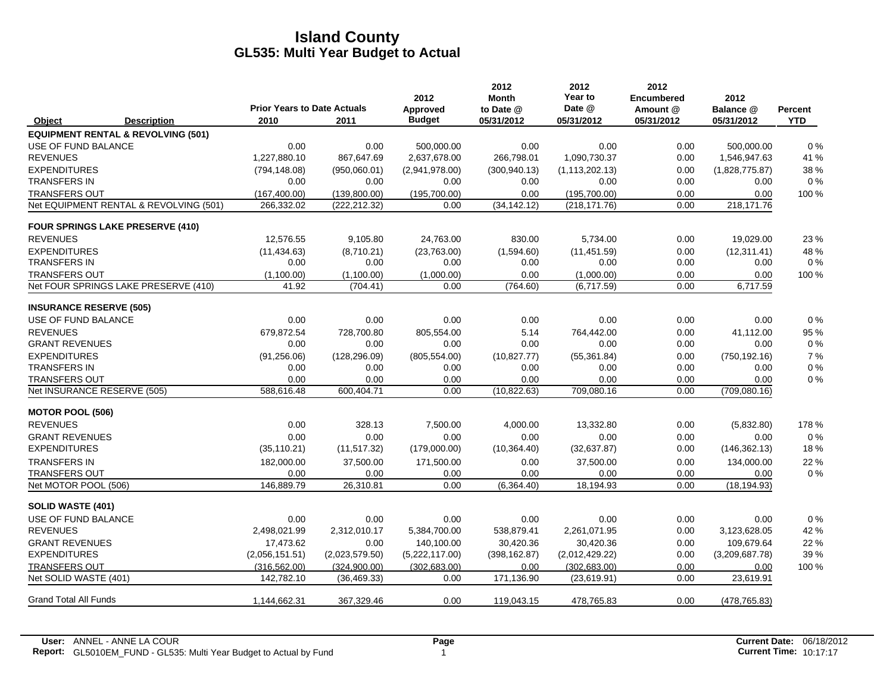# Island County
## GL535: Multi Year Budget to Actual

| Object | Description | Prior Years to Date Actuals 2010 | 2011 | 2012 Approved Budget | 2012 Month to Date @ 05/31/2012 | 2012 Year to Date @ 05/31/2012 | 2012 Encumbered Amount @ 05/31/2012 | 2012 Balance @ 05/31/2012 | Percent YTD |
|---|---|---|---|---|---|---|---|---|---|
| **EQUIPMENT RENTAL & REVOLVING (501)** | | | | | | | | | |
| USE OF FUND BALANCE | | 0.00 | 0.00 | 500,000.00 | 0.00 | 0.00 | 0.00 | 500,000.00 | 0 % |
| REVENUES | | 1,227,880.10 | 867,647.69 | 2,637,678.00 | 266,798.01 | 1,090,730.37 | 0.00 | 1,546,947.63 | 41 % |
| EXPENDITURES | | (794,148.08) | (950,060.01) | (2,941,978.00) | (300,940.13) | (1,113,202.13) | 0.00 | (1,828,775.87) | 38 % |
| TRANSFERS IN | | 0.00 | 0.00 | 0.00 | 0.00 | 0.00 | 0.00 | 0.00 | 0 % |
| TRANSFERS OUT | | (167,400.00) | (139,800.00) | (195,700.00) | 0.00 | (195,700.00) | 0.00 | 0.00 | 100 % |
| Net EQUIPMENT RENTAL & REVOLVING (501) | | 266,332.02 | (222,212.32) | 0.00 | (34,142.12) | (218,171.76) | 0.00 | 218,171.76 | |
| **FOUR SPRINGS LAKE PRESERVE (410)** | | | | | | | | | |
| REVENUES | | 12,576.55 | 9,105.80 | 24,763.00 | 830.00 | 5,734.00 | 0.00 | 19,029.00 | 23 % |
| EXPENDITURES | | (11,434.63) | (8,710.21) | (23,763.00) | (1,594.60) | (11,451.59) | 0.00 | (12,311.41) | 48 % |
| TRANSFERS IN | | 0.00 | 0.00 | 0.00 | 0.00 | 0.00 | 0.00 | 0.00 | 0 % |
| TRANSFERS OUT | | (1,100.00) | (1,100.00) | (1,000.00) | 0.00 | (1,000.00) | 0.00 | 0.00 | 100 % |
| Net FOUR SPRINGS LAKE PRESERVE (410) | | 41.92 | (704.41) | 0.00 | (764.60) | (6,717.59) | 0.00 | 6,717.59 | |
| **INSURANCE RESERVE (505)** | | | | | | | | | |
| USE OF FUND BALANCE | | 0.00 | 0.00 | 0.00 | 0.00 | 0.00 | 0.00 | 0.00 | 0 % |
| REVENUES | | 679,872.54 | 728,700.80 | 805,554.00 | 5.14 | 764,442.00 | 0.00 | 41,112.00 | 95 % |
| GRANT REVENUES | | 0.00 | 0.00 | 0.00 | 0.00 | 0.00 | 0.00 | 0.00 | 0 % |
| EXPENDITURES | | (91,256.06) | (128,296.09) | (805,554.00) | (10,827.77) | (55,361.84) | 0.00 | (750,192.16) | 7 % |
| TRANSFERS IN | | 0.00 | 0.00 | 0.00 | 0.00 | 0.00 | 0.00 | 0.00 | 0 % |
| TRANSFERS OUT | | 0.00 | 0.00 | 0.00 | 0.00 | 0.00 | 0.00 | 0.00 | 0 % |
| Net INSURANCE RESERVE (505) | | 588,616.48 | 600,404.71 | 0.00 | (10,822.63) | 709,080.16 | 0.00 | (709,080.16) | |
| **MOTOR POOL (506)** | | | | | | | | | |
| REVENUES | | 0.00 | 328.13 | 7,500.00 | 4,000.00 | 13,332.80 | 0.00 | (5,832.80) | 178 % |
| GRANT REVENUES | | 0.00 | 0.00 | 0.00 | 0.00 | 0.00 | 0.00 | 0.00 | 0 % |
| EXPENDITURES | | (35,110.21) | (11,517.32) | (179,000.00) | (10,364.40) | (32,637.87) | 0.00 | (146,362.13) | 18 % |
| TRANSFERS IN | | 182,000.00 | 37,500.00 | 171,500.00 | 0.00 | 37,500.00 | 0.00 | 134,000.00 | 22 % |
| TRANSFERS OUT | | 0.00 | 0.00 | 0.00 | 0.00 | 0.00 | 0.00 | 0.00 | 0 % |
| Net MOTOR POOL (506) | | 146,889.79 | 26,310.81 | 0.00 | (6,364.40) | 18,194.93 | 0.00 | (18,194.93) | |
| **SOLID WASTE (401)** | | | | | | | | | |
| USE OF FUND BALANCE | | 0.00 | 0.00 | 0.00 | 0.00 | 0.00 | 0.00 | 0.00 | 0 % |
| REVENUES | | 2,498,021.99 | 2,312,010.17 | 5,384,700.00 | 538,879.41 | 2,261,071.95 | 0.00 | 3,123,628.05 | 42 % |
| GRANT REVENUES | | 17,473.62 | 0.00 | 140,100.00 | 30,420.36 | 30,420.36 | 0.00 | 109,679.64 | 22 % |
| EXPENDITURES | | (2,056,151.51) | (2,023,579.50) | (5,222,117.00) | (398,162.87) | (2,012,429.22) | 0.00 | (3,209,687.78) | 39 % |
| TRANSFERS OUT | | (316,562.00) | (324,900.00) | (302,683.00) | 0.00 | (302,683.00) | 0.00 | 0.00 | 100 % |
| Net SOLID WASTE (401) | | 142,782.10 | (36,469.33) | 0.00 | 171,136.90 | (23,619.91) | 0.00 | 23,619.91 | |
| Grand Total All Funds | | 1,144,662.31 | 367,329.46 | 0.00 | 119,043.15 | 478,765.83 | 0.00 | (478,765.83) | |

**User:** ANNEL - ANNE LA COUR
**Report:** GL5010EM_FUND - GL535: Multi Year Budget to Actual by Fund

**Current Date:** 06/18/2012
**Current Time:** 10:17:17